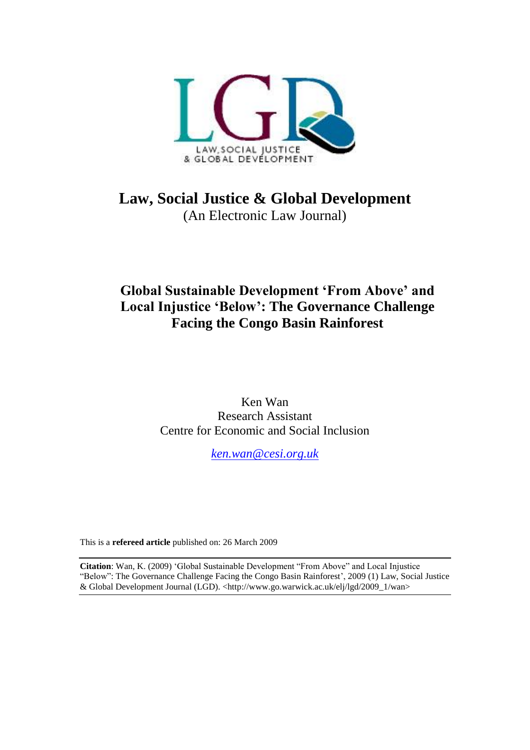# Law, Social Justice & Global Development

(An Electronic Law Journal)

## Global Sustainable Development 'From Above' and Local Injustice 'Below': The Governance Challenge Facing the Congo Basin Rainforest

Ken Wan
Research Assistant
Centre for Economic and Social Inclusion

*ken.wan@cesi.org.uk*

This is a **refereed article** published on: 26 March 2009

**Citation**: Wan, K. (2009) 'Global Sustainable Development "From Above" and Local Injustice "Below": The Governance Challenge Facing the Congo Basin Rainforest', 2009 (1) Law, Social Justice & Global Development Journal (LGD). <http://www.go.warwick.ac.uk/elj/lgd/2009_1/wan>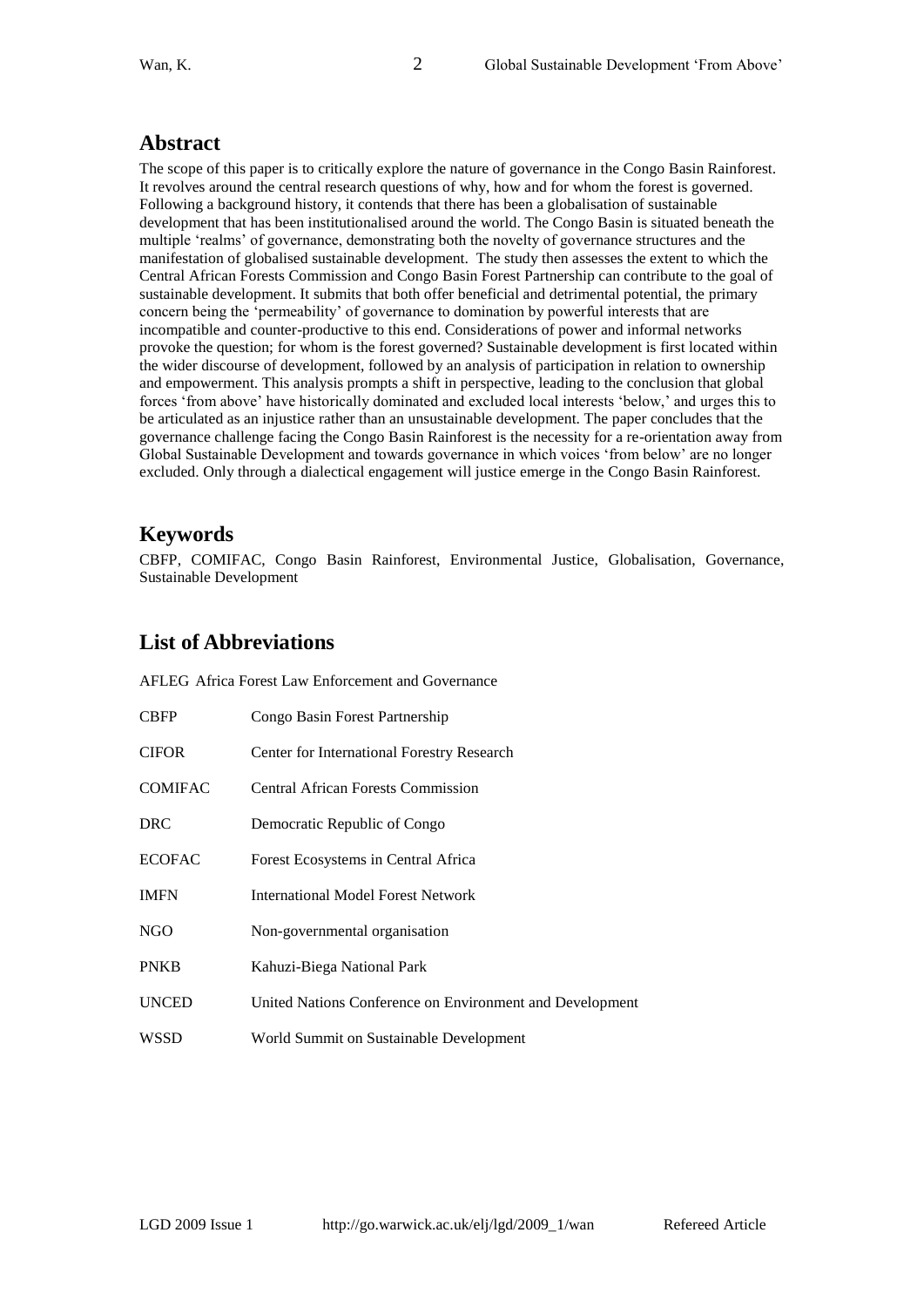## Abstract

The scope of this paper is to critically explore the nature of governance in the Congo Basin Rainforest. It revolves around the central research questions of why, how and for whom the forest is governed. Following a background history, it contends that there has been a globalisation of sustainable development that has been institutionalised around the world. The Congo Basin is situated beneath the multiple 'realms' of governance, demonstrating both the novelty of governance structures and the manifestation of globalised sustainable development. The study then assesses the extent to which the Central African Forests Commission and Congo Basin Forest Partnership can contribute to the goal of sustainable development. It submits that both offer beneficial and detrimental potential, the primary concern being the 'permeability' of governance to domination by powerful interests that are incompatible and counter-productive to this end. Considerations of power and informal networks provoke the question; for whom is the forest governed? Sustainable development is first located within the wider discourse of development, followed by an analysis of participation in relation to ownership and empowerment. This analysis prompts a shift in perspective, leading to the conclusion that global forces 'from above' have historically dominated and excluded local interests 'below,' and urges this to be articulated as an injustice rather than an unsustainable development. The paper concludes that the governance challenge facing the Congo Basin Rainforest is the necessity for a re-orientation away from Global Sustainable Development and towards governance in which voices 'from below' are no longer excluded. Only through a dialectical engagement will justice emerge in the Congo Basin Rainforest.

## Keywords

CBFP, COMIFAC, Congo Basin Rainforest, Environmental Justice, Globalisation, Governance, Sustainable Development

## List of Abbreviations

| | |
|---|---|
| AFLEG | Africa Forest Law Enforcement and Governance |
| CBFP | Congo Basin Forest Partnership |
| CIFOR | Center for International Forestry Research |
| COMIFAC | Central African Forests Commission |
| DRC | Democratic Republic of Congo |
| ECOFAC | Forest Ecosystems in Central Africa |
| IMFN | International Model Forest Network |
| NGO | Non-governmental organisation |
| PNKB | Kahuzi-Biega National Park |
| UNCED | United Nations Conference on Environment and Development |
| WSSD | World Summit on Sustainable Development |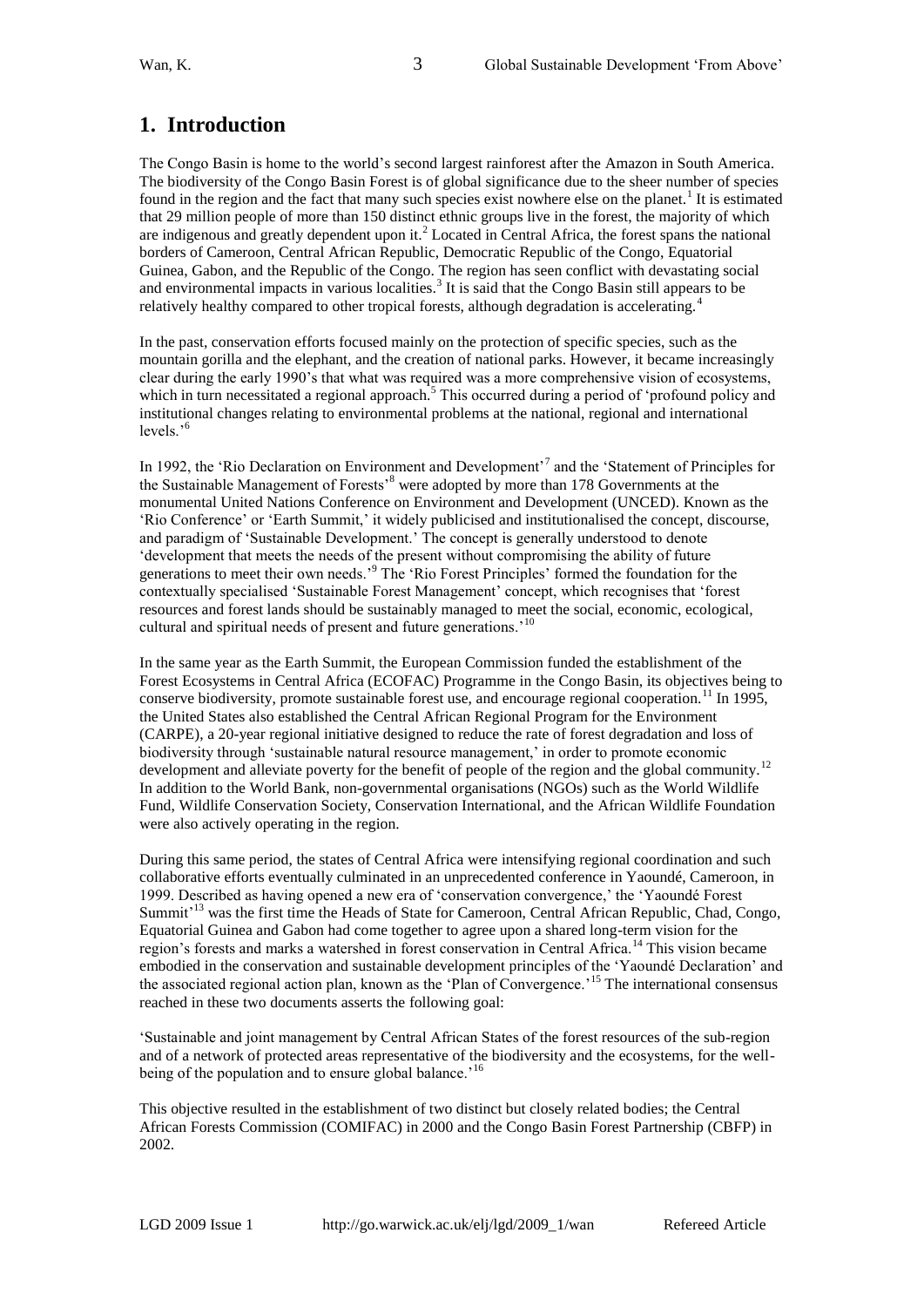## 1. Introduction

The Congo Basin is home to the world's second largest rainforest after the Amazon in South America. The biodiversity of the Congo Basin Forest is of global significance due to the sheer number of species found in the region and the fact that many such species exist nowhere else on the planet.[1] It is estimated that 29 million people of more than 150 distinct ethnic groups live in the forest, the majority of which are indigenous and greatly dependent upon it.[2] Located in Central Africa, the forest spans the national borders of Cameroon, Central African Republic, Democratic Republic of the Congo, Equatorial Guinea, Gabon, and the Republic of the Congo. The region has seen conflict with devastating social and environmental impacts in various localities.[3] It is said that the Congo Basin still appears to be relatively healthy compared to other tropical forests, although degradation is accelerating.[4]

In the past, conservation efforts focused mainly on the protection of specific species, such as the mountain gorilla and the elephant, and the creation of national parks. However, it became increasingly clear during the early 1990's that what was required was a more comprehensive vision of ecosystems, which in turn necessitated a regional approach.[5] This occurred during a period of 'profound policy and institutional changes relating to environmental problems at the national, regional and international levels.'[6]

In 1992, the 'Rio Declaration on Environment and Development'[7] and the 'Statement of Principles for the Sustainable Management of Forests'[8] were adopted by more than 178 Governments at the monumental United Nations Conference on Environment and Development (UNCED). Known as the 'Rio Conference' or 'Earth Summit,' it widely publicised and institutionalised the concept, discourse, and paradigm of 'Sustainable Development.' The concept is generally understood to denote 'development that meets the needs of the present without compromising the ability of future generations to meet their own needs.'[9] The 'Rio Forest Principles' formed the foundation for the contextually specialised 'Sustainable Forest Management' concept, which recognises that 'forest resources and forest lands should be sustainably managed to meet the social, economic, ecological, cultural and spiritual needs of present and future generations.'[10]

In the same year as the Earth Summit, the European Commission funded the establishment of the Forest Ecosystems in Central Africa (ECOFAC) Programme in the Congo Basin, its objectives being to conserve biodiversity, promote sustainable forest use, and encourage regional cooperation.[11] In 1995, the United States also established the Central African Regional Program for the Environment (CARPE), a 20-year regional initiative designed to reduce the rate of forest degradation and loss of biodiversity through 'sustainable natural resource management,' in order to promote economic development and alleviate poverty for the benefit of people of the region and the global community.[12] In addition to the World Bank, non-governmental organisations (NGOs) such as the World Wildlife Fund, Wildlife Conservation Society, Conservation International, and the African Wildlife Foundation were also actively operating in the region.

During this same period, the states of Central Africa were intensifying regional coordination and such collaborative efforts eventually culminated in an unprecedented conference in Yaoundé, Cameroon, in 1999. Described as having opened a new era of 'conservation convergence,' the 'Yaoundé Forest Summit'[13] was the first time the Heads of State for Cameroon, Central African Republic, Chad, Congo, Equatorial Guinea and Gabon had come together to agree upon a shared long-term vision for the region's forests and marks a watershed in forest conservation in Central Africa.[14] This vision became embodied in the conservation and sustainable development principles of the 'Yaoundé Declaration' and the associated regional action plan, known as the 'Plan of Convergence.'[15] The international consensus reached in these two documents asserts the following goal:

'Sustainable and joint management by Central African States of the forest resources of the sub-region and of a network of protected areas representative of the biodiversity and the ecosystems, for the well-being of the population and to ensure global balance.'[16]

This objective resulted in the establishment of two distinct but closely related bodies; the Central African Forests Commission (COMIFAC) in 2000 and the Congo Basin Forest Partnership (CBFP) in 2002.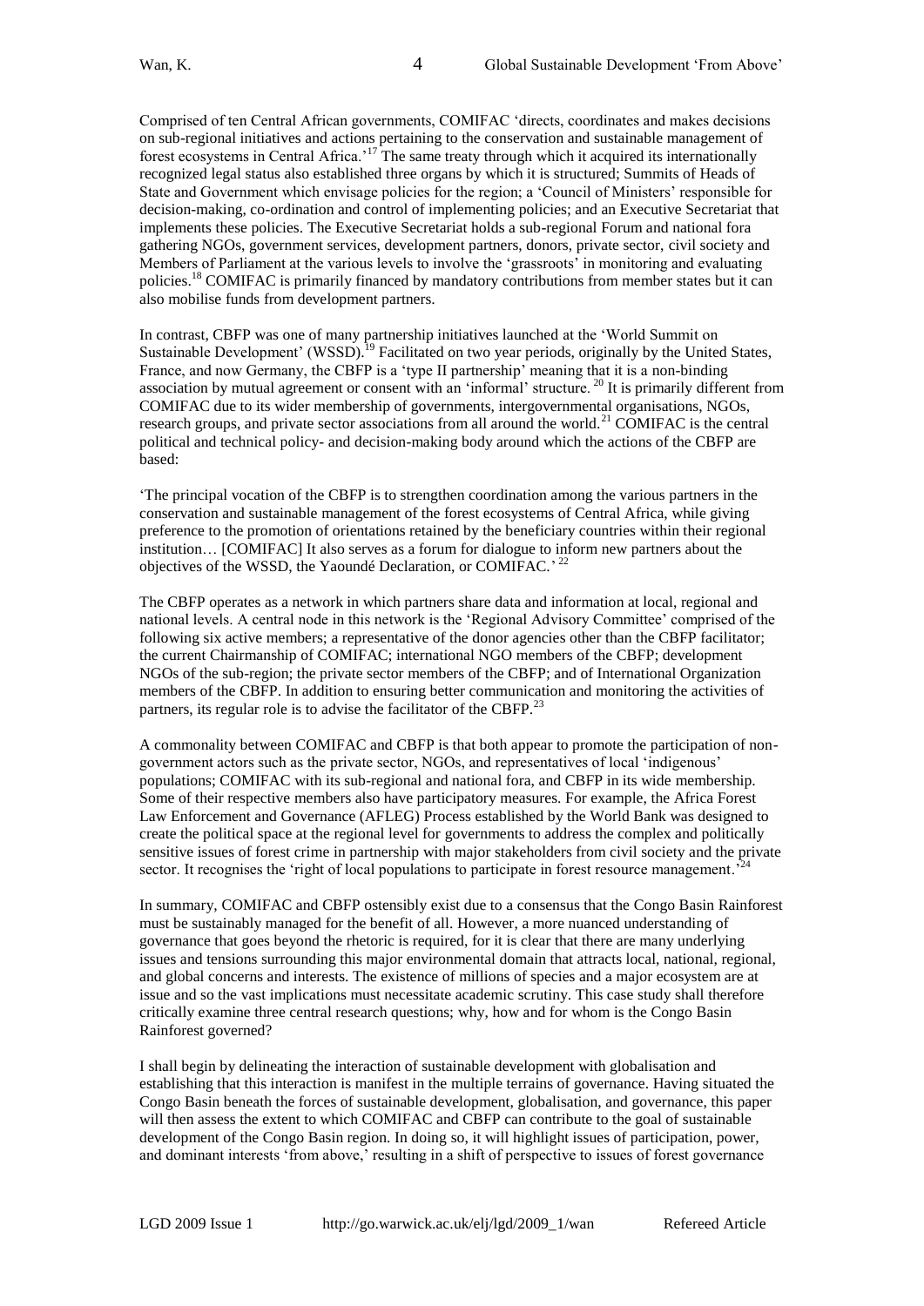Comprised of ten Central African governments, COMIFAC 'directs, coordinates and makes decisions on sub-regional initiatives and actions pertaining to the conservation and sustainable management of forest ecosystems in Central Africa.'[17] The same treaty through which it acquired its internationally recognized legal status also established three organs by which it is structured; Summits of Heads of State and Government which envisage policies for the region; a 'Council of Ministers' responsible for decision-making, co-ordination and control of implementing policies; and an Executive Secretariat that implements these policies. The Executive Secretariat holds a sub-regional Forum and national fora gathering NGOs, government services, development partners, donors, private sector, civil society and Members of Parliament at the various levels to involve the 'grassroots' in monitoring and evaluating policies.[18] COMIFAC is primarily financed by mandatory contributions from member states but it can also mobilise funds from development partners.

In contrast, CBFP was one of many partnership initiatives launched at the 'World Summit on Sustainable Development' (WSSD).[19] Facilitated on two year periods, originally by the United States, France, and now Germany, the CBFP is a 'type II partnership' meaning that it is a non-binding association by mutual agreement or consent with an 'informal' structure.[20] It is primarily different from COMIFAC due to its wider membership of governments, intergovernmental organisations, NGOs, research groups, and private sector associations from all around the world.[21] COMIFAC is the central political and technical policy- and decision-making body around which the actions of the CBFP are based:

'The principal vocation of the CBFP is to strengthen coordination among the various partners in the conservation and sustainable management of the forest ecosystems of Central Africa, while giving preference to the promotion of orientations retained by the beneficiary countries within their regional institution… [COMIFAC] It also serves as a forum for dialogue to inform new partners about the objectives of the WSSD, the Yaoundé Declaration, or COMIFAC.'[22]

The CBFP operates as a network in which partners share data and information at local, regional and national levels. A central node in this network is the 'Regional Advisory Committee' comprised of the following six active members; a representative of the donor agencies other than the CBFP facilitator; the current Chairmanship of COMIFAC; international NGO members of the CBFP; development NGOs of the sub-region; the private sector members of the CBFP; and of International Organization members of the CBFP. In addition to ensuring better communication and monitoring the activities of partners, its regular role is to advise the facilitator of the CBFP.[23]

A commonality between COMIFAC and CBFP is that both appear to promote the participation of non-government actors such as the private sector, NGOs, and representatives of local 'indigenous' populations; COMIFAC with its sub-regional and national fora, and CBFP in its wide membership. Some of their respective members also have participatory measures. For example, the Africa Forest Law Enforcement and Governance (AFLEG) Process established by the World Bank was designed to create the political space at the regional level for governments to address the complex and politically sensitive issues of forest crime in partnership with major stakeholders from civil society and the private sector. It recognises the 'right of local populations to participate in forest resource management.'[24]

In summary, COMIFAC and CBFP ostensibly exist due to a consensus that the Congo Basin Rainforest must be sustainably managed for the benefit of all. However, a more nuanced understanding of governance that goes beyond the rhetoric is required, for it is clear that there are many underlying issues and tensions surrounding this major environmental domain that attracts local, national, regional, and global concerns and interests. The existence of millions of species and a major ecosystem are at issue and so the vast implications must necessitate academic scrutiny. This case study shall therefore critically examine three central research questions; why, how and for whom is the Congo Basin Rainforest governed?

I shall begin by delineating the interaction of sustainable development with globalisation and establishing that this interaction is manifest in the multiple terrains of governance. Having situated the Congo Basin beneath the forces of sustainable development, globalisation, and governance, this paper will then assess the extent to which COMIFAC and CBFP can contribute to the goal of sustainable development of the Congo Basin region. In doing so, it will highlight issues of participation, power, and dominant interests 'from above,' resulting in a shift of perspective to issues of forest governance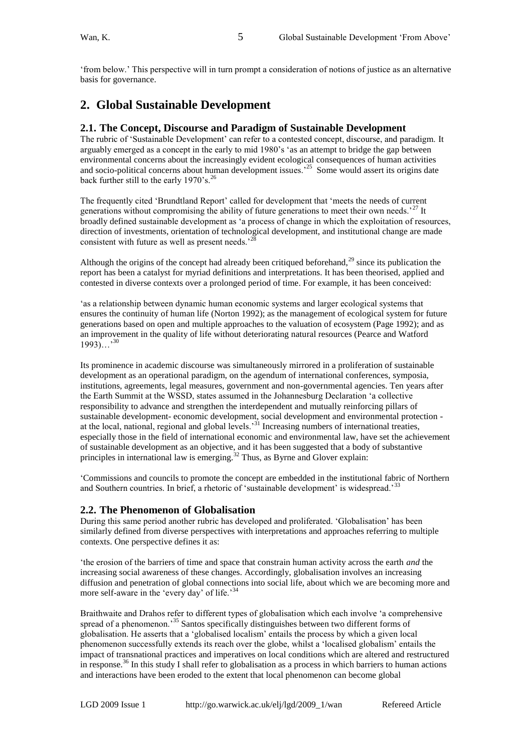'from below.' This perspective will in turn prompt a consideration of notions of justice as an alternative basis for governance.

## 2. Global Sustainable Development

### 2.1. The Concept, Discourse and Paradigm of Sustainable Development

The rubric of 'Sustainable Development' can refer to a contested concept, discourse, and paradigm. It arguably emerged as a concept in the early to mid 1980's 'as an attempt to bridge the gap between environmental concerns about the increasingly evident ecological consequences of human activities and socio-political concerns about human development issues.'[25] Some would assert its origins date back further still to the early 1970's.[26]

The frequently cited 'Brundtland Report' called for development that 'meets the needs of current generations without compromising the ability of future generations to meet their own needs.'[27] It broadly defined sustainable development as 'a process of change in which the exploitation of resources, direction of investments, orientation of technological development, and institutional change are made consistent with future as well as present needs.'[28]

Although the origins of the concept had already been critiqued beforehand,[29] since its publication the report has been a catalyst for myriad definitions and interpretations. It has been theorised, applied and contested in diverse contexts over a prolonged period of time. For example, it has been conceived:

'as a relationship between dynamic human economic systems and larger ecological systems that ensures the continuity of human life (Norton 1992); as the management of ecological system for future generations based on open and multiple approaches to the valuation of ecosystem (Page 1992); and as an improvement in the quality of life without deteriorating natural resources (Pearce and Watford 1993)…'[30]

Its prominence in academic discourse was simultaneously mirrored in a proliferation of sustainable development as an operational paradigm, on the agendum of international conferences, symposia, institutions, agreements, legal measures, government and non-governmental agencies. Ten years after the Earth Summit at the WSSD, states assumed in the Johannesburg Declaration 'a collective responsibility to advance and strengthen the interdependent and mutually reinforcing pillars of sustainable development- economic development, social development and environmental protection - at the local, national, regional and global levels.'[31] Increasing numbers of international treaties, especially those in the field of international economic and environmental law, have set the achievement of sustainable development as an objective, and it has been suggested that a body of substantive principles in international law is emerging.[32] Thus, as Byrne and Glover explain:

'Commissions and councils to promote the concept are embedded in the institutional fabric of Northern and Southern countries. In brief, a rhetoric of 'sustainable development' is widespread.'[33]

### 2.2. The Phenomenon of Globalisation

During this same period another rubric has developed and proliferated. 'Globalisation' has been similarly defined from diverse perspectives with interpretations and approaches referring to multiple contexts. One perspective defines it as:

'the erosion of the barriers of time and space that constrain human activity across the earth *and* the increasing social awareness of these changes. Accordingly, globalisation involves an increasing diffusion and penetration of global connections into social life, about which we are becoming more and more self-aware in the 'every day' of life.'[34]

Braithwaite and Drahos refer to different types of globalisation which each involve 'a comprehensive spread of a phenomenon.'[35] Santos specifically distinguishes between two different forms of globalisation. He asserts that a 'globalised localism' entails the process by which a given local phenomenon successfully extends its reach over the globe, whilst a 'localised globalism' entails the impact of transnational practices and imperatives on local conditions which are altered and restructured in response.[36] In this study I shall refer to globalisation as a process in which barriers to human actions and interactions have been eroded to the extent that local phenomenon can become global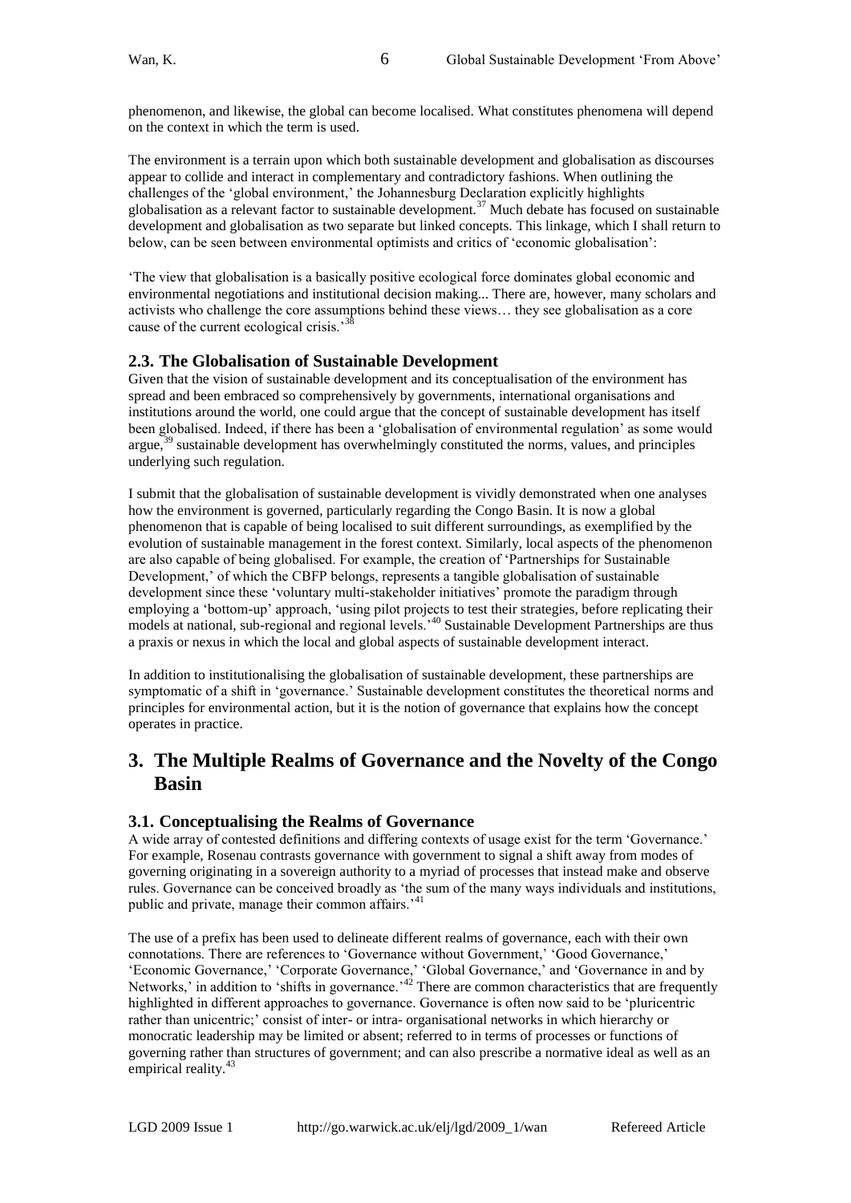phenomenon, and likewise, the global can become localised. What constitutes phenomena will depend on the context in which the term is used.

The environment is a terrain upon which both sustainable development and globalisation as discourses appear to collide and interact in complementary and contradictory fashions. When outlining the challenges of the 'global environment,' the Johannesburg Declaration explicitly highlights globalisation as a relevant factor to sustainable development.[37] Much debate has focused on sustainable development and globalisation as two separate but linked concepts. This linkage, which I shall return to below, can be seen between environmental optimists and critics of 'economic globalisation':

'The view that globalisation is a basically positive ecological force dominates global economic and environmental negotiations and institutional decision making... There are, however, many scholars and activists who challenge the core assumptions behind these views… they see globalisation as a core cause of the current ecological crisis.'[38]

### 2.3. The Globalisation of Sustainable Development

Given that the vision of sustainable development and its conceptualisation of the environment has spread and been embraced so comprehensively by governments, international organisations and institutions around the world, one could argue that the concept of sustainable development has itself been globalised. Indeed, if there has been a 'globalisation of environmental regulation' as some would argue,[39] sustainable development has overwhelmingly constituted the norms, values, and principles underlying such regulation.

I submit that the globalisation of sustainable development is vividly demonstrated when one analyses how the environment is governed, particularly regarding the Congo Basin. It is now a global phenomenon that is capable of being localised to suit different surroundings, as exemplified by the evolution of sustainable management in the forest context. Similarly, local aspects of the phenomenon are also capable of being globalised. For example, the creation of 'Partnerships for Sustainable Development,' of which the CBFP belongs, represents a tangible globalisation of sustainable development since these 'voluntary multi-stakeholder initiatives' promote the paradigm through employing a 'bottom-up' approach, 'using pilot projects to test their strategies, before replicating their models at national, sub-regional and regional levels.'[40] Sustainable Development Partnerships are thus a praxis or nexus in which the local and global aspects of sustainable development interact.

In addition to institutionalising the globalisation of sustainable development, these partnerships are symptomatic of a shift in 'governance.' Sustainable development constitutes the theoretical norms and principles for environmental action, but it is the notion of governance that explains how the concept operates in practice.

## 3. The Multiple Realms of Governance and the Novelty of the Congo Basin

### 3.1. Conceptualising the Realms of Governance

A wide array of contested definitions and differing contexts of usage exist for the term 'Governance.' For example, Rosenau contrasts governance with government to signal a shift away from modes of governing originating in a sovereign authority to a myriad of processes that instead make and observe rules. Governance can be conceived broadly as 'the sum of the many ways individuals and institutions, public and private, manage their common affairs.'[41]

The use of a prefix has been used to delineate different realms of governance, each with their own connotations. There are references to 'Governance without Government,' 'Good Governance,' 'Economic Governance,' 'Corporate Governance,' 'Global Governance,' and 'Governance in and by Networks,' in addition to 'shifts in governance.'[42] There are common characteristics that are frequently highlighted in different approaches to governance. Governance is often now said to be 'pluricentric rather than unicentric;' consist of inter- or intra- organisational networks in which hierarchy or monocratic leadership may be limited or absent; referred to in terms of processes or functions of governing rather than structures of government; and can also prescribe a normative ideal as well as an empirical reality.[43]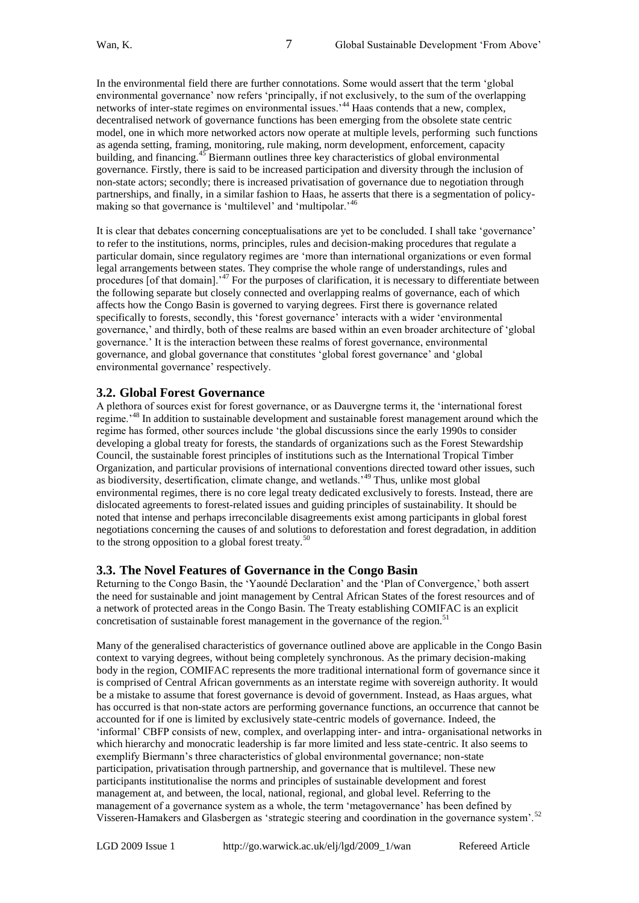In the environmental field there are further connotations. Some would assert that the term 'global environmental governance' now refers 'principally, if not exclusively, to the sum of the overlapping networks of inter-state regimes on environmental issues.'[44] Haas contends that a new, complex, decentralised network of governance functions has been emerging from the obsolete state centric model, one in which more networked actors now operate at multiple levels, performing such functions as agenda setting, framing, monitoring, rule making, norm development, enforcement, capacity building, and financing.[45] Biermann outlines three key characteristics of global environmental governance. Firstly, there is said to be increased participation and diversity through the inclusion of non-state actors; secondly; there is increased privatisation of governance due to negotiation through partnerships, and finally, in a similar fashion to Haas, he asserts that there is a segmentation of policy-making so that governance is 'multilevel' and 'multipolar.'[46]

It is clear that debates concerning conceptualisations are yet to be concluded. I shall take 'governance' to refer to the institutions, norms, principles, rules and decision-making procedures that regulate a particular domain, since regulatory regimes are 'more than international organizations or even formal legal arrangements between states. They comprise the whole range of understandings, rules and procedures [of that domain].'[47] For the purposes of clarification, it is necessary to differentiate between the following separate but closely connected and overlapping realms of governance, each of which affects how the Congo Basin is governed to varying degrees. First there is governance related specifically to forests, secondly, this 'forest governance' interacts with a wider 'environmental governance,' and thirdly, both of these realms are based within an even broader architecture of 'global governance.' It is the interaction between these realms of forest governance, environmental governance, and global governance that constitutes 'global forest governance' and 'global environmental governance' respectively.

## 3.2. Global Forest Governance

A plethora of sources exist for forest governance, or as Dauvergne terms it, the 'international forest regime.'[48] In addition to sustainable development and sustainable forest management around which the regime has formed, other sources include 'the global discussions since the early 1990s to consider developing a global treaty for forests, the standards of organizations such as the Forest Stewardship Council, the sustainable forest principles of institutions such as the International Tropical Timber Organization, and particular provisions of international conventions directed toward other issues, such as biodiversity, desertification, climate change, and wetlands.'[49] Thus, unlike most global environmental regimes, there is no core legal treaty dedicated exclusively to forests. Instead, there are dislocated agreements to forest-related issues and guiding principles of sustainability. It should be noted that intense and perhaps irreconcilable disagreements exist among participants in global forest negotiations concerning the causes of and solutions to deforestation and forest degradation, in addition to the strong opposition to a global forest treaty.[50]

## 3.3. The Novel Features of Governance in the Congo Basin

Returning to the Congo Basin, the 'Yaoundé Declaration' and the 'Plan of Convergence,' both assert the need for sustainable and joint management by Central African States of the forest resources and of a network of protected areas in the Congo Basin. The Treaty establishing COMIFAC is an explicit concretisation of sustainable forest management in the governance of the region.[51]

Many of the generalised characteristics of governance outlined above are applicable in the Congo Basin context to varying degrees, without being completely synchronous. As the primary decision-making body in the region, COMIFAC represents the more traditional international form of governance since it is comprised of Central African governments as an interstate regime with sovereign authority. It would be a mistake to assume that forest governance is devoid of government. Instead, as Haas argues, what has occurred is that non-state actors are performing governance functions, an occurrence that cannot be accounted for if one is limited by exclusively state-centric models of governance. Indeed, the 'informal' CBFP consists of new, complex, and overlapping inter- and intra- organisational networks in which hierarchy and monocratic leadership is far more limited and less state-centric. It also seems to exemplify Biermann's three characteristics of global environmental governance; non-state participation, privatisation through partnership, and governance that is multilevel. These new participants institutionalise the norms and principles of sustainable development and forest management at, and between, the local, national, regional, and global level. Referring to the management of a governance system as a whole, the term 'metagovernance' has been defined by Visseren-Hamakers and Glasbergen as 'strategic steering and coordination in the governance system'.[52]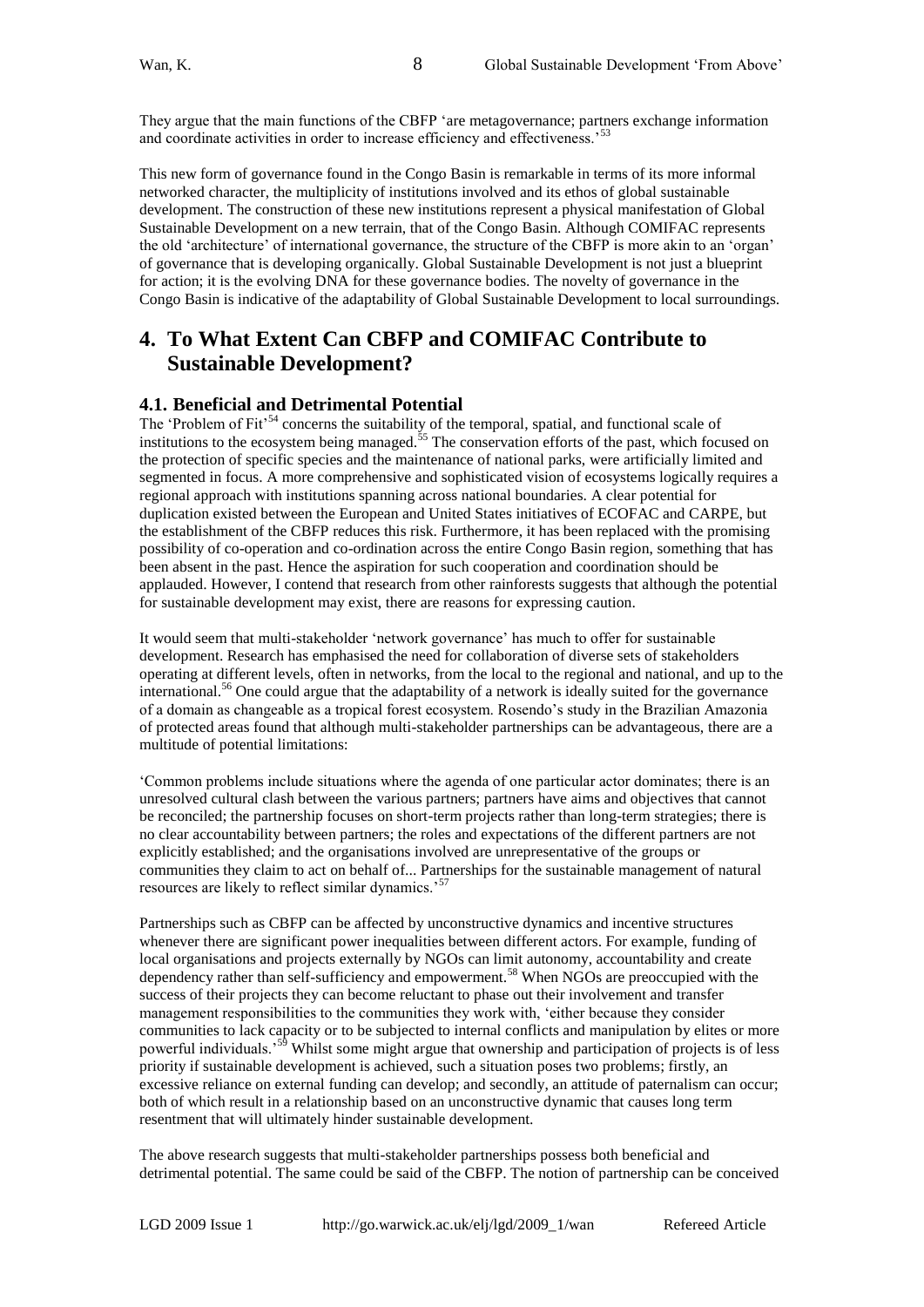They argue that the main functions of the CBFP 'are metagovernance; partners exchange information and coordinate activities in order to increase efficiency and effectiveness.'[53]

This new form of governance found in the Congo Basin is remarkable in terms of its more informal networked character, the multiplicity of institutions involved and its ethos of global sustainable development. The construction of these new institutions represent a physical manifestation of Global Sustainable Development on a new terrain, that of the Congo Basin. Although COMIFAC represents the old 'architecture' of international governance, the structure of the CBFP is more akin to an 'organ' of governance that is developing organically. Global Sustainable Development is not just a blueprint for action; it is the evolving DNA for these governance bodies. The novelty of governance in the Congo Basin is indicative of the adaptability of Global Sustainable Development to local surroundings.

# 4. To What Extent Can CBFP and COMIFAC Contribute to Sustainable Development?

## 4.1. Beneficial and Detrimental Potential

The 'Problem of Fit'[54] concerns the suitability of the temporal, spatial, and functional scale of institutions to the ecosystem being managed.[55] The conservation efforts of the past, which focused on the protection of specific species and the maintenance of national parks, were artificially limited and segmented in focus. A more comprehensive and sophisticated vision of ecosystems logically requires a regional approach with institutions spanning across national boundaries. A clear potential for duplication existed between the European and United States initiatives of ECOFAC and CARPE, but the establishment of the CBFP reduces this risk. Furthermore, it has been replaced with the promising possibility of co-operation and co-ordination across the entire Congo Basin region, something that has been absent in the past. Hence the aspiration for such cooperation and coordination should be applauded. However, I contend that research from other rainforests suggests that although the potential for sustainable development may exist, there are reasons for expressing caution.

It would seem that multi-stakeholder 'network governance' has much to offer for sustainable development. Research has emphasised the need for collaboration of diverse sets of stakeholders operating at different levels, often in networks, from the local to the regional and national, and up to the international.[56] One could argue that the adaptability of a network is ideally suited for the governance of a domain as changeable as a tropical forest ecosystem. Rosendo's study in the Brazilian Amazonia of protected areas found that although multi-stakeholder partnerships can be advantageous, there are a multitude of potential limitations:

'Common problems include situations where the agenda of one particular actor dominates; there is an unresolved cultural clash between the various partners; partners have aims and objectives that cannot be reconciled; the partnership focuses on short-term projects rather than long-term strategies; there is no clear accountability between partners; the roles and expectations of the different partners are not explicitly established; and the organisations involved are unrepresentative of the groups or communities they claim to act on behalf of... Partnerships for the sustainable management of natural resources are likely to reflect similar dynamics.'[57]

Partnerships such as CBFP can be affected by unconstructive dynamics and incentive structures whenever there are significant power inequalities between different actors. For example, funding of local organisations and projects externally by NGOs can limit autonomy, accountability and create dependency rather than self-sufficiency and empowerment.[58] When NGOs are preoccupied with the success of their projects they can become reluctant to phase out their involvement and transfer management responsibilities to the communities they work with, 'either because they consider communities to lack capacity or to be subjected to internal conflicts and manipulation by elites or more powerful individuals.'[59] Whilst some might argue that ownership and participation of projects is of less priority if sustainable development is achieved, such a situation poses two problems; firstly, an excessive reliance on external funding can develop; and secondly, an attitude of paternalism can occur; both of which result in a relationship based on an unconstructive dynamic that causes long term resentment that will ultimately hinder sustainable development.

The above research suggests that multi-stakeholder partnerships possess both beneficial and detrimental potential. The same could be said of the CBFP. The notion of partnership can be conceived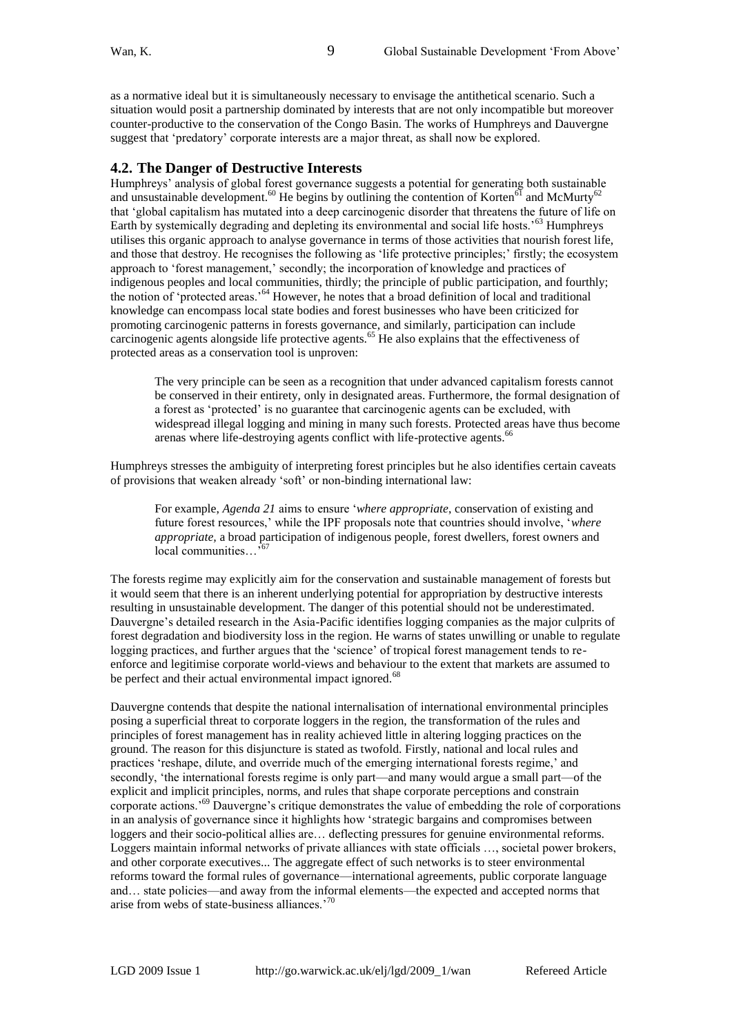as a normative ideal but it is simultaneously necessary to envisage the antithetical scenario. Such a situation would posit a partnership dominated by interests that are not only incompatible but moreover counter-productive to the conservation of the Congo Basin. The works of Humphreys and Dauvergne suggest that 'predatory' corporate interests are a major threat, as shall now be explored.

## 4.2. The Danger of Destructive Interests

Humphreys' analysis of global forest governance suggests a potential for generating both sustainable and unsustainable development.[60] He begins by outlining the contention of Korten[61] and McMurty[62] that 'global capitalism has mutated into a deep carcinogenic disorder that threatens the future of life on Earth by systemically degrading and depleting its environmental and social life hosts.'[63] Humphreys utilises this organic approach to analyse governance in terms of those activities that nourish forest life, and those that destroy. He recognises the following as 'life protective principles;' firstly; the ecosystem approach to 'forest management,' secondly; the incorporation of knowledge and practices of indigenous peoples and local communities, thirdly; the principle of public participation, and fourthly; the notion of 'protected areas.'[64] However, he notes that a broad definition of local and traditional knowledge can encompass local state bodies and forest businesses who have been criticized for promoting carcinogenic patterns in forests governance, and similarly, participation can include carcinogenic agents alongside life protective agents.[65] He also explains that the effectiveness of protected areas as a conservation tool is unproven:

> The very principle can be seen as a recognition that under advanced capitalism forests cannot be conserved in their entirety, only in designated areas. Furthermore, the formal designation of a forest as 'protected' is no guarantee that carcinogenic agents can be excluded, with widespread illegal logging and mining in many such forests. Protected areas have thus become arenas where life-destroying agents conflict with life-protective agents.[66]

Humphreys stresses the ambiguity of interpreting forest principles but he also identifies certain caveats of provisions that weaken already 'soft' or non-binding international law:

> For example, *Agenda 21* aims to ensure '*where appropriate*, conservation of existing and future forest resources,' while the IPF proposals note that countries should involve, '*where appropriate*, a broad participation of indigenous people, forest dwellers, forest owners and local communities…'[67]

The forests regime may explicitly aim for the conservation and sustainable management of forests but it would seem that there is an inherent underlying potential for appropriation by destructive interests resulting in unsustainable development. The danger of this potential should not be underestimated. Dauvergne's detailed research in the Asia-Pacific identifies logging companies as the major culprits of forest degradation and biodiversity loss in the region. He warns of states unwilling or unable to regulate logging practices, and further argues that the 'science' of tropical forest management tends to re-enforce and legitimise corporate world-views and behaviour to the extent that markets are assumed to be perfect and their actual environmental impact ignored.[68]

Dauvergne contends that despite the national internalisation of international environmental principles posing a superficial threat to corporate loggers in the region, the transformation of the rules and principles of forest management has in reality achieved little in altering logging practices on the ground. The reason for this disjuncture is stated as twofold. Firstly, national and local rules and practices 'reshape, dilute, and override much of the emerging international forests regime,' and secondly, 'the international forests regime is only part—and many would argue a small part—of the explicit and implicit principles, norms, and rules that shape corporate perceptions and constrain corporate actions.'[69] Dauvergne's critique demonstrates the value of embedding the role of corporations in an analysis of governance since it highlights how 'strategic bargains and compromises between loggers and their socio-political allies are… deflecting pressures for genuine environmental reforms. Loggers maintain informal networks of private alliances with state officials …, societal power brokers, and other corporate executives... The aggregate effect of such networks is to steer environmental reforms toward the formal rules of governance—international agreements, public corporate language and… state policies—and away from the informal elements—the expected and accepted norms that arise from webs of state-business alliances.'[70]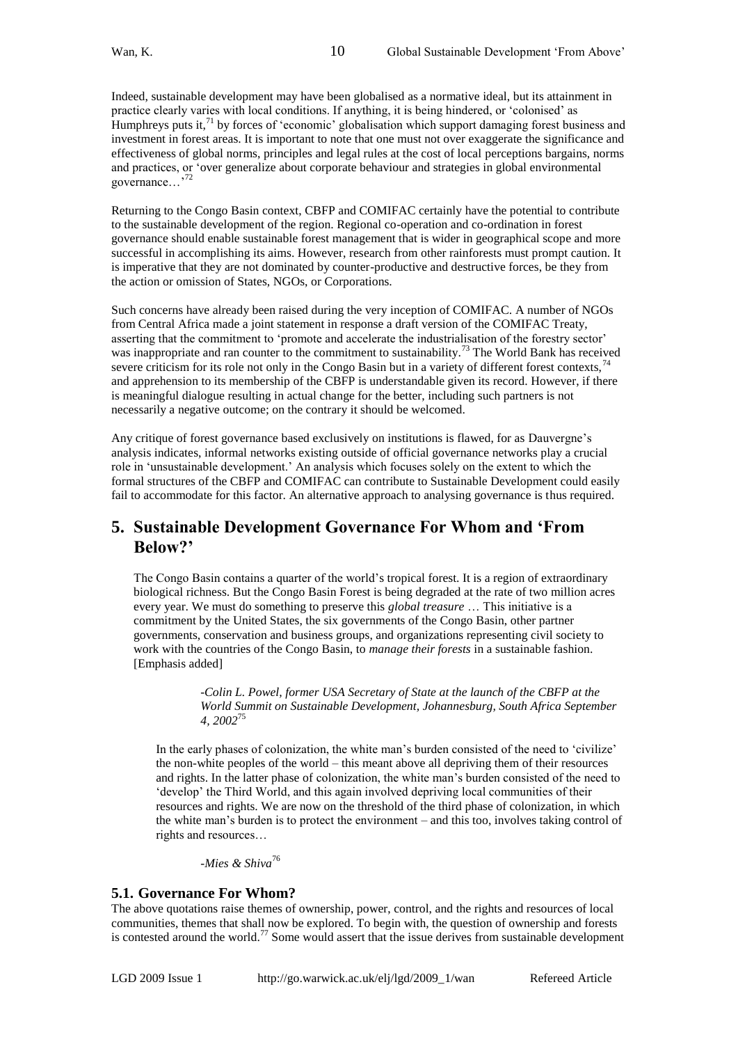Indeed, sustainable development may have been globalised as a normative ideal, but its attainment in practice clearly varies with local conditions. If anything, it is being hindered, or 'colonised' as Humphreys puts it,[71] by forces of 'economic' globalisation which support damaging forest business and investment in forest areas. It is important to note that one must not over exaggerate the significance and effectiveness of global norms, principles and legal rules at the cost of local perceptions bargains, norms and practices, or 'over generalize about corporate behaviour and strategies in global environmental governance…'[72]

Returning to the Congo Basin context, CBFP and COMIFAC certainly have the potential to contribute to the sustainable development of the region. Regional co-operation and co-ordination in forest governance should enable sustainable forest management that is wider in geographical scope and more successful in accomplishing its aims. However, research from other rainforests must prompt caution. It is imperative that they are not dominated by counter-productive and destructive forces, be they from the action or omission of States, NGOs, or Corporations.

Such concerns have already been raised during the very inception of COMIFAC. A number of NGOs from Central Africa made a joint statement in response a draft version of the COMIFAC Treaty, asserting that the commitment to 'promote and accelerate the industrialisation of the forestry sector' was inappropriate and ran counter to the commitment to sustainability.[73] The World Bank has received severe criticism for its role not only in the Congo Basin but in a variety of different forest contexts,[74] and apprehension to its membership of the CBFP is understandable given its record. However, if there is meaningful dialogue resulting in actual change for the better, including such partners is not necessarily a negative outcome; on the contrary it should be welcomed.

Any critique of forest governance based exclusively on institutions is flawed, for as Dauvergne's analysis indicates, informal networks existing outside of official governance networks play a crucial role in 'unsustainable development.' An analysis which focuses solely on the extent to which the formal structures of the CBFP and COMIFAC can contribute to Sustainable Development could easily fail to accommodate for this factor. An alternative approach to analysing governance is thus required.

# 5. Sustainable Development Governance For Whom and 'From Below?'

> The Congo Basin contains a quarter of the world's tropical forest. It is a region of extraordinary biological richness. But the Congo Basin Forest is being degraded at the rate of two million acres every year. We must do something to preserve this *global treasure* … This initiative is a commitment by the United States, the six governments of the Congo Basin, other partner governments, conservation and business groups, and organizations representing civil society to work with the countries of the Congo Basin, to *manage their forests* in a sustainable fashion. [Emphasis added]
>
> *-Colin L. Powel, former USA Secretary of State at the launch of the CBFP at the World Summit on Sustainable Development, Johannesburg, South Africa September 4, 2002*[75]

> In the early phases of colonization, the white man's burden consisted of the need to 'civilize' the non-white peoples of the world – this meant above all depriving them of their resources and rights. In the latter phase of colonization, the white man's burden consisted of the need to 'develop' the Third World, and this again involved depriving local communities of their resources and rights. We are now on the threshold of the third phase of colonization, in which the white man's burden is to protect the environment – and this too, involves taking control of rights and resources…
>
> *-Mies & Shiva*[76]

## 5.1. Governance For Whom?

The above quotations raise themes of ownership, power, control, and the rights and resources of local communities, themes that shall now be explored. To begin with, the question of ownership and forests is contested around the world.[77] Some would assert that the issue derives from sustainable development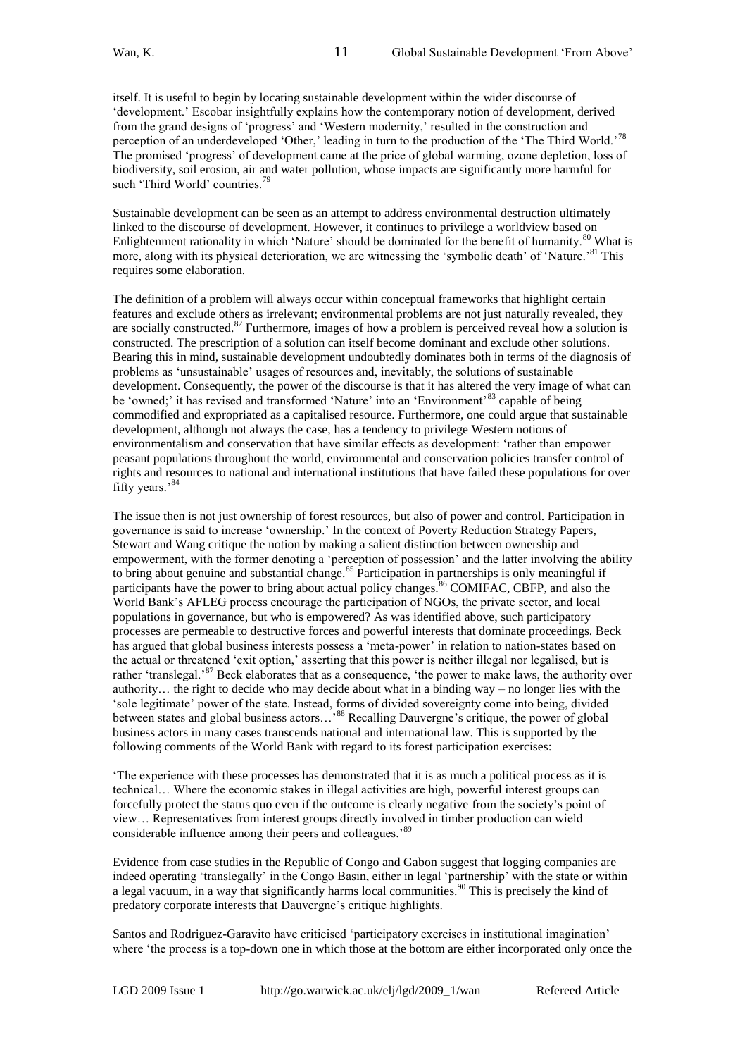itself. It is useful to begin by locating sustainable development within the wider discourse of 'development.' Escobar insightfully explains how the contemporary notion of development, derived from the grand designs of 'progress' and 'Western modernity,' resulted in the construction and perception of an underdeveloped 'Other,' leading in turn to the production of the 'The Third World.'[78] The promised 'progress' of development came at the price of global warming, ozone depletion, loss of biodiversity, soil erosion, air and water pollution, whose impacts are significantly more harmful for such 'Third World' countries.[79]

Sustainable development can be seen as an attempt to address environmental destruction ultimately linked to the discourse of development. However, it continues to privilege a worldview based on Enlightenment rationality in which 'Nature' should be dominated for the benefit of humanity.[80] What is more, along with its physical deterioration, we are witnessing the 'symbolic death' of 'Nature.'[81] This requires some elaboration.

The definition of a problem will always occur within conceptual frameworks that highlight certain features and exclude others as irrelevant; environmental problems are not just naturally revealed, they are socially constructed.[82] Furthermore, images of how a problem is perceived reveal how a solution is constructed. The prescription of a solution can itself become dominant and exclude other solutions. Bearing this in mind, sustainable development undoubtedly dominates both in terms of the diagnosis of problems as 'unsustainable' usages of resources and, inevitably, the solutions of sustainable development. Consequently, the power of the discourse is that it has altered the very image of what can be 'owned;' it has revised and transformed 'Nature' into an 'Environment'[83] capable of being commodified and expropriated as a capitalised resource. Furthermore, one could argue that sustainable development, although not always the case, has a tendency to privilege Western notions of environmentalism and conservation that have similar effects as development: 'rather than empower peasant populations throughout the world, environmental and conservation policies transfer control of rights and resources to national and international institutions that have failed these populations for over fifty years.'[84]

The issue then is not just ownership of forest resources, but also of power and control. Participation in governance is said to increase 'ownership.' In the context of Poverty Reduction Strategy Papers, Stewart and Wang critique the notion by making a salient distinction between ownership and empowerment, with the former denoting a 'perception of possession' and the latter involving the ability to bring about genuine and substantial change.[85] Participation in partnerships is only meaningful if participants have the power to bring about actual policy changes.[86] COMIFAC, CBFP, and also the World Bank's AFLEG process encourage the participation of NGOs, the private sector, and local populations in governance, but who is empowered? As was identified above, such participatory processes are permeable to destructive forces and powerful interests that dominate proceedings. Beck has argued that global business interests possess a 'meta-power' in relation to nation-states based on the actual or threatened 'exit option,' asserting that this power is neither illegal nor legalised, but is rather 'translegal.'[87] Beck elaborates that as a consequence, 'the power to make laws, the authority over authority… the right to decide who may decide about what in a binding way – no longer lies with the 'sole legitimate' power of the state. Instead, forms of divided sovereignty come into being, divided between states and global business actors…'[88] Recalling Dauvergne's critique, the power of global business actors in many cases transcends national and international law. This is supported by the following comments of the World Bank with regard to its forest participation exercises:

'The experience with these processes has demonstrated that it is as much a political process as it is technical… Where the economic stakes in illegal activities are high, powerful interest groups can forcefully protect the status quo even if the outcome is clearly negative from the society's point of view… Representatives from interest groups directly involved in timber production can wield considerable influence among their peers and colleagues.'[89]

Evidence from case studies in the Republic of Congo and Gabon suggest that logging companies are indeed operating 'translegally' in the Congo Basin, either in legal 'partnership' with the state or within a legal vacuum, in a way that significantly harms local communities.[90] This is precisely the kind of predatory corporate interests that Dauvergne's critique highlights.

Santos and Rodriguez-Garavito have criticised 'participatory exercises in institutional imagination' where 'the process is a top-down one in which those at the bottom are either incorporated only once the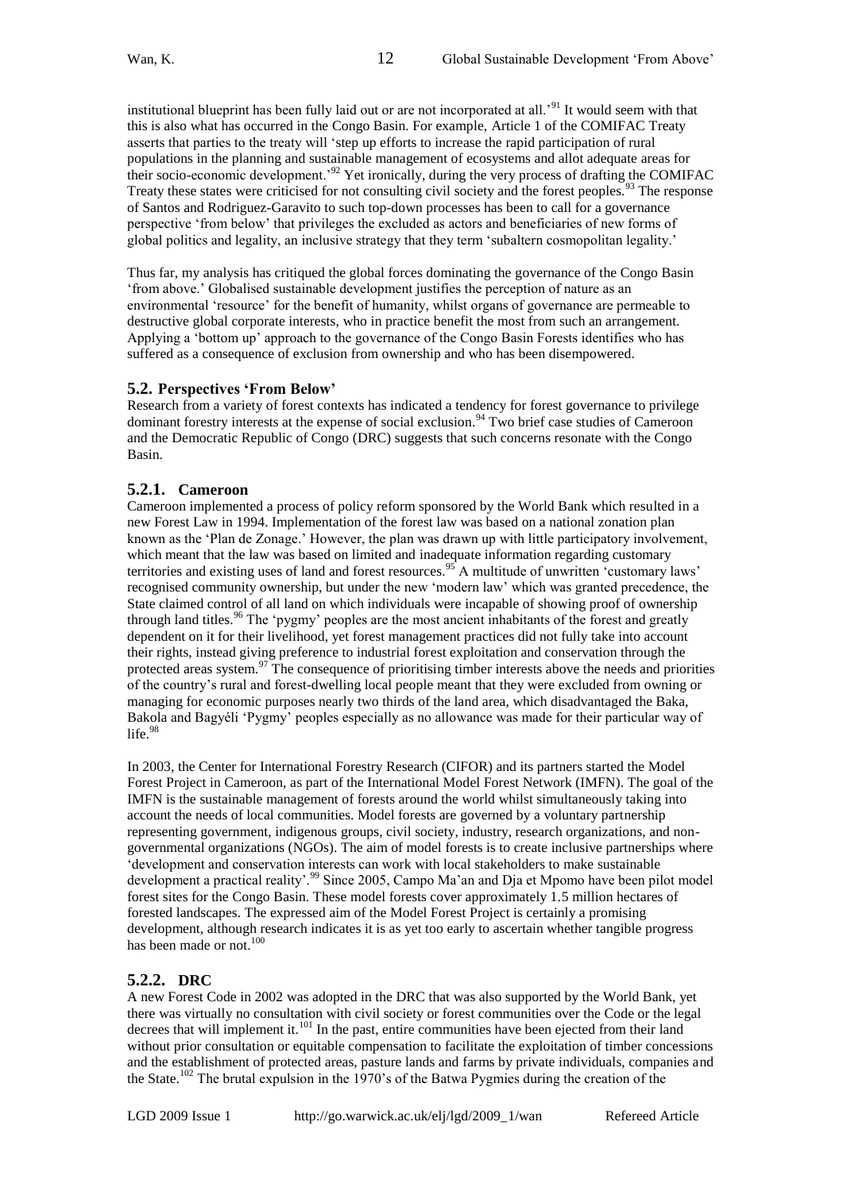institutional blueprint has been fully laid out or are not incorporated at all.'[91] It would seem with that this is also what has occurred in the Congo Basin. For example, Article 1 of the COMIFAC Treaty asserts that parties to the treaty will 'step up efforts to increase the rapid participation of rural populations in the planning and sustainable management of ecosystems and allot adequate areas for their socio-economic development.'[92] Yet ironically, during the very process of drafting the COMIFAC Treaty these states were criticised for not consulting civil society and the forest peoples.[93] The response of Santos and Rodriguez-Garavito to such top-down processes has been to call for a governance perspective 'from below' that privileges the excluded as actors and beneficiaries of new forms of global politics and legality, an inclusive strategy that they term 'subaltern cosmopolitan legality.'

Thus far, my analysis has critiqued the global forces dominating the governance of the Congo Basin 'from above.' Globalised sustainable development justifies the perception of nature as an environmental 'resource' for the benefit of humanity, whilst organs of governance are permeable to destructive global corporate interests, who in practice benefit the most from such an arrangement. Applying a 'bottom up' approach to the governance of the Congo Basin Forests identifies who has suffered as a consequence of exclusion from ownership and who has been disempowered.

## 5.2. Perspectives 'From Below'

Research from a variety of forest contexts has indicated a tendency for forest governance to privilege dominant forestry interests at the expense of social exclusion.[94] Two brief case studies of Cameroon and the Democratic Republic of Congo (DRC) suggests that such concerns resonate with the Congo Basin.

### 5.2.1. Cameroon

Cameroon implemented a process of policy reform sponsored by the World Bank which resulted in a new Forest Law in 1994. Implementation of the forest law was based on a national zonation plan known as the 'Plan de Zonage.' However, the plan was drawn up with little participatory involvement, which meant that the law was based on limited and inadequate information regarding customary territories and existing uses of land and forest resources.[95] A multitude of unwritten 'customary laws' recognised community ownership, but under the new 'modern law' which was granted precedence, the State claimed control of all land on which individuals were incapable of showing proof of ownership through land titles.[96] The 'pygmy' peoples are the most ancient inhabitants of the forest and greatly dependent on it for their livelihood, yet forest management practices did not fully take into account their rights, instead giving preference to industrial forest exploitation and conservation through the protected areas system.[97] The consequence of prioritising timber interests above the needs and priorities of the country's rural and forest-dwelling local people meant that they were excluded from owning or managing for economic purposes nearly two thirds of the land area, which disadvantaged the Baka, Bakola and Bagyéli 'Pygmy' peoples especially as no allowance was made for their particular way of life.[98]

In 2003, the Center for International Forestry Research (CIFOR) and its partners started the Model Forest Project in Cameroon, as part of the International Model Forest Network (IMFN). The goal of the IMFN is the sustainable management of forests around the world whilst simultaneously taking into account the needs of local communities. Model forests are governed by a voluntary partnership representing government, indigenous groups, civil society, industry, research organizations, and non-governmental organizations (NGOs). The aim of model forests is to create inclusive partnerships where 'development and conservation interests can work with local stakeholders to make sustainable development a practical reality'.[99] Since 2005, Campo Ma'an and Dja et Mpomo have been pilot model forest sites for the Congo Basin. These model forests cover approximately 1.5 million hectares of forested landscapes. The expressed aim of the Model Forest Project is certainly a promising development, although research indicates it is as yet too early to ascertain whether tangible progress has been made or not.[100]

### 5.2.2. DRC

A new Forest Code in 2002 was adopted in the DRC that was also supported by the World Bank, yet there was virtually no consultation with civil society or forest communities over the Code or the legal decrees that will implement it.[101] In the past, entire communities have been ejected from their land without prior consultation or equitable compensation to facilitate the exploitation of timber concessions and the establishment of protected areas, pasture lands and farms by private individuals, companies and the State.[102] The brutal expulsion in the 1970's of the Batwa Pygmies during the creation of the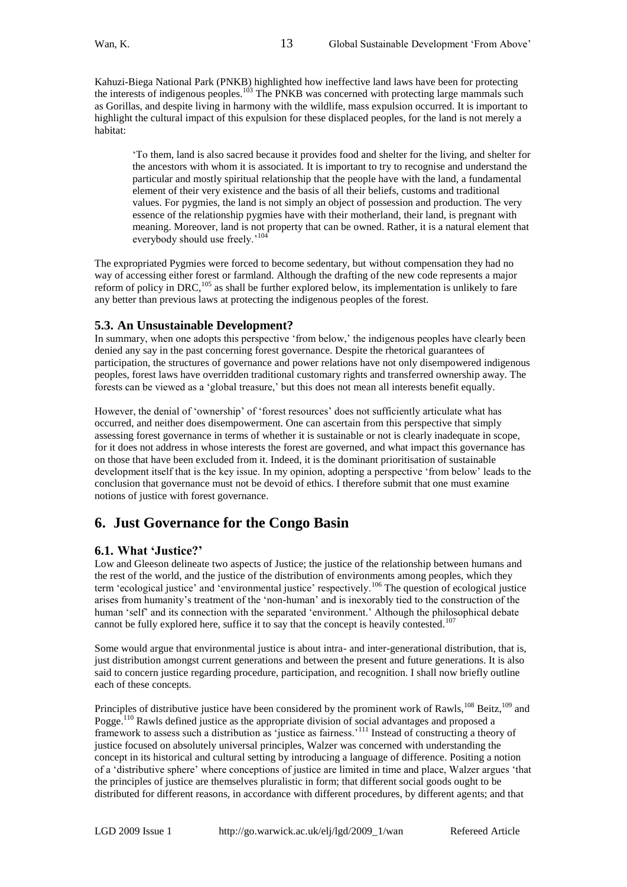Kahuzi-Biega National Park (PNKB) highlighted how ineffective land laws have been for protecting the interests of indigenous peoples.[103] The PNKB was concerned with protecting large mammals such as Gorillas, and despite living in harmony with the wildlife, mass expulsion occurred. It is important to highlight the cultural impact of this expulsion for these displaced peoples, for the land is not merely a habitat:

> 'To them, land is also sacred because it provides food and shelter for the living, and shelter for the ancestors with whom it is associated. It is important to try to recognise and understand the particular and mostly spiritual relationship that the people have with the land, a fundamental element of their very existence and the basis of all their beliefs, customs and traditional values. For pygmies, the land is not simply an object of possession and production. The very essence of the relationship pygmies have with their motherland, their land, is pregnant with meaning. Moreover, land is not property that can be owned. Rather, it is a natural element that everybody should use freely.'[104]

The expropriated Pygmies were forced to become sedentary, but without compensation they had no way of accessing either forest or farmland. Although the drafting of the new code represents a major reform of policy in DRC,[105] as shall be further explored below, its implementation is unlikely to fare any better than previous laws at protecting the indigenous peoples of the forest.

### 5.3. An Unsustainable Development?

In summary, when one adopts this perspective 'from below,' the indigenous peoples have clearly been denied any say in the past concerning forest governance. Despite the rhetorical guarantees of participation, the structures of governance and power relations have not only disempowered indigenous peoples, forest laws have overridden traditional customary rights and transferred ownership away. The forests can be viewed as a 'global treasure,' but this does not mean all interests benefit equally.

However, the denial of 'ownership' of 'forest resources' does not sufficiently articulate what has occurred, and neither does disempowerment. One can ascertain from this perspective that simply assessing forest governance in terms of whether it is sustainable or not is clearly inadequate in scope, for it does not address in whose interests the forest are governed, and what impact this governance has on those that have been excluded from it. Indeed, it is the dominant prioritisation of sustainable development itself that is the key issue. In my opinion, adopting a perspective 'from below' leads to the conclusion that governance must not be devoid of ethics. I therefore submit that one must examine notions of justice with forest governance.

## 6. Just Governance for the Congo Basin

### 6.1. What 'Justice?'

Low and Gleeson delineate two aspects of Justice; the justice of the relationship between humans and the rest of the world, and the justice of the distribution of environments among peoples, which they term 'ecological justice' and 'environmental justice' respectively.[106] The question of ecological justice arises from humanity's treatment of the 'non-human' and is inexorably tied to the construction of the human 'self' and its connection with the separated 'environment.' Although the philosophical debate cannot be fully explored here, suffice it to say that the concept is heavily contested.[107]

Some would argue that environmental justice is about intra- and inter-generational distribution, that is, just distribution amongst current generations and between the present and future generations. It is also said to concern justice regarding procedure, participation, and recognition. I shall now briefly outline each of these concepts.

Principles of distributive justice have been considered by the prominent work of Rawls,[108] Beitz,[109] and Pogge.[110] Rawls defined justice as the appropriate division of social advantages and proposed a framework to assess such a distribution as 'justice as fairness.'[111] Instead of constructing a theory of justice focused on absolutely universal principles, Walzer was concerned with understanding the concept in its historical and cultural setting by introducing a language of difference. Positing a notion of a 'distributive sphere' where conceptions of justice are limited in time and place, Walzer argues 'that the principles of justice are themselves pluralistic in form; that different social goods ought to be distributed for different reasons, in accordance with different procedures, by different agents; and that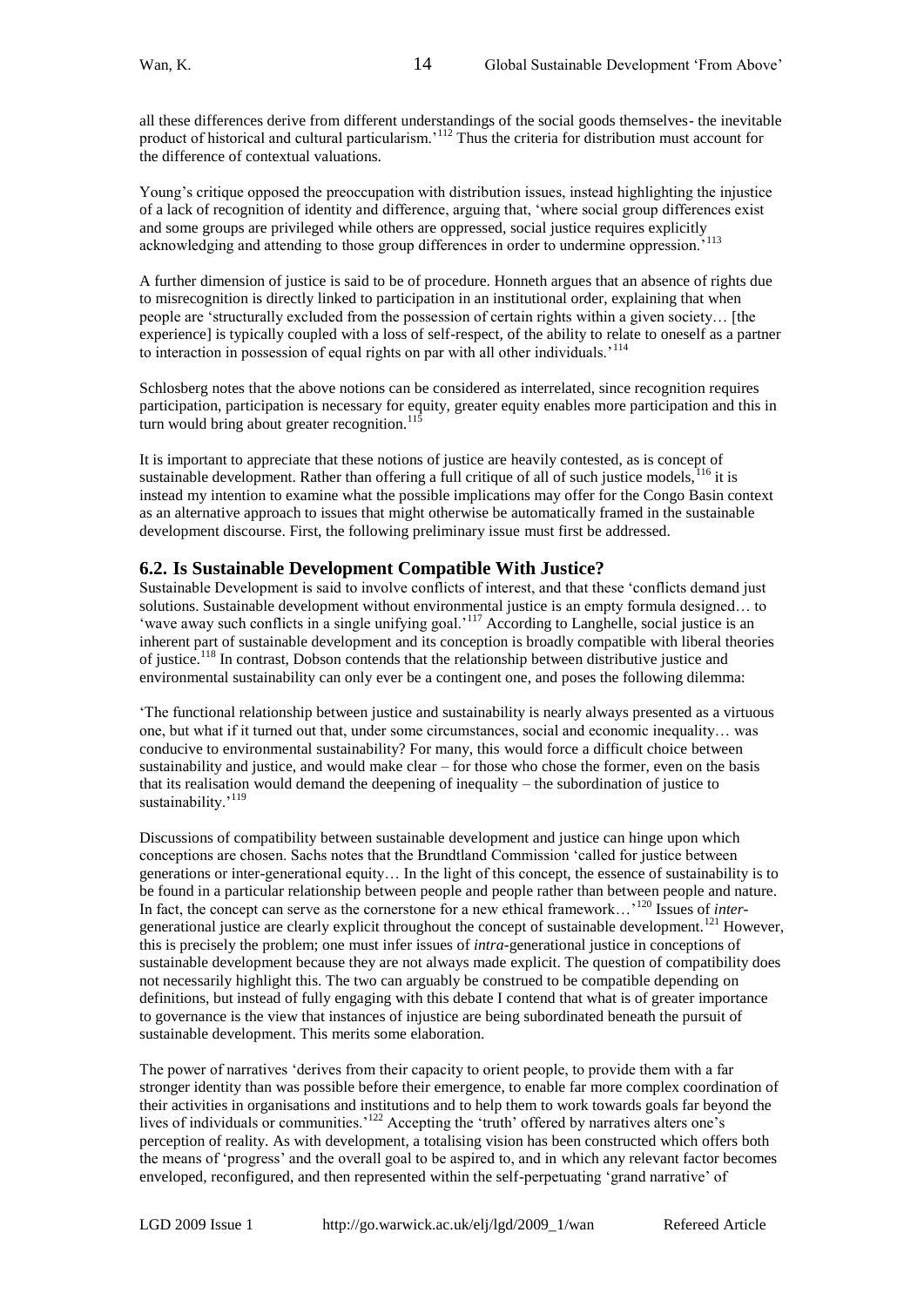all these differences derive from different understandings of the social goods themselves- the inevitable product of historical and cultural particularism.'[112] Thus the criteria for distribution must account for the difference of contextual valuations.

Young's critique opposed the preoccupation with distribution issues, instead highlighting the injustice of a lack of recognition of identity and difference, arguing that, 'where social group differences exist and some groups are privileged while others are oppressed, social justice requires explicitly acknowledging and attending to those group differences in order to undermine oppression.'[113]

A further dimension of justice is said to be of procedure. Honneth argues that an absence of rights due to misrecognition is directly linked to participation in an institutional order, explaining that when people are 'structurally excluded from the possession of certain rights within a given society… [the experience] is typically coupled with a loss of self-respect, of the ability to relate to oneself as a partner to interaction in possession of equal rights on par with all other individuals.'[114]

Schlosberg notes that the above notions can be considered as interrelated, since recognition requires participation, participation is necessary for equity, greater equity enables more participation and this in turn would bring about greater recognition.[115]

It is important to appreciate that these notions of justice are heavily contested, as is concept of sustainable development. Rather than offering a full critique of all of such justice models,[116] it is instead my intention to examine what the possible implications may offer for the Congo Basin context as an alternative approach to issues that might otherwise be automatically framed in the sustainable development discourse. First, the following preliminary issue must first be addressed.

## 6.2. Is Sustainable Development Compatible With Justice?

Sustainable Development is said to involve conflicts of interest, and that these 'conflicts demand just solutions. Sustainable development without environmental justice is an empty formula designed… to 'wave away such conflicts in a single unifying goal.'[117] According to Langhelle, social justice is an inherent part of sustainable development and its conception is broadly compatible with liberal theories of justice.[118] In contrast, Dobson contends that the relationship between distributive justice and environmental sustainability can only ever be a contingent one, and poses the following dilemma:

'The functional relationship between justice and sustainability is nearly always presented as a virtuous one, but what if it turned out that, under some circumstances, social and economic inequality… was conducive to environmental sustainability? For many, this would force a difficult choice between sustainability and justice, and would make clear – for those who chose the former, even on the basis that its realisation would demand the deepening of inequality – the subordination of justice to sustainability.'[119]

Discussions of compatibility between sustainable development and justice can hinge upon which conceptions are chosen. Sachs notes that the Brundtland Commission 'called for justice between generations or inter-generational equity… In the light of this concept, the essence of sustainability is to be found in a particular relationship between people and people rather than between people and nature. In fact, the concept can serve as the cornerstone for a new ethical framework…'[120] Issues of *inter*-generational justice are clearly explicit throughout the concept of sustainable development.[121] However, this is precisely the problem; one must infer issues of *intra*-generational justice in conceptions of sustainable development because they are not always made explicit. The question of compatibility does not necessarily highlight this. The two can arguably be construed to be compatible depending on definitions, but instead of fully engaging with this debate I contend that what is of greater importance to governance is the view that instances of injustice are being subordinated beneath the pursuit of sustainable development. This merits some elaboration.

The power of narratives 'derives from their capacity to orient people, to provide them with a far stronger identity than was possible before their emergence, to enable far more complex coordination of their activities in organisations and institutions and to help them to work towards goals far beyond the lives of individuals or communities.'[122] Accepting the 'truth' offered by narratives alters one's perception of reality. As with development, a totalising vision has been constructed which offers both the means of 'progress' and the overall goal to be aspired to, and in which any relevant factor becomes enveloped, reconfigured, and then represented within the self-perpetuating 'grand narrative' of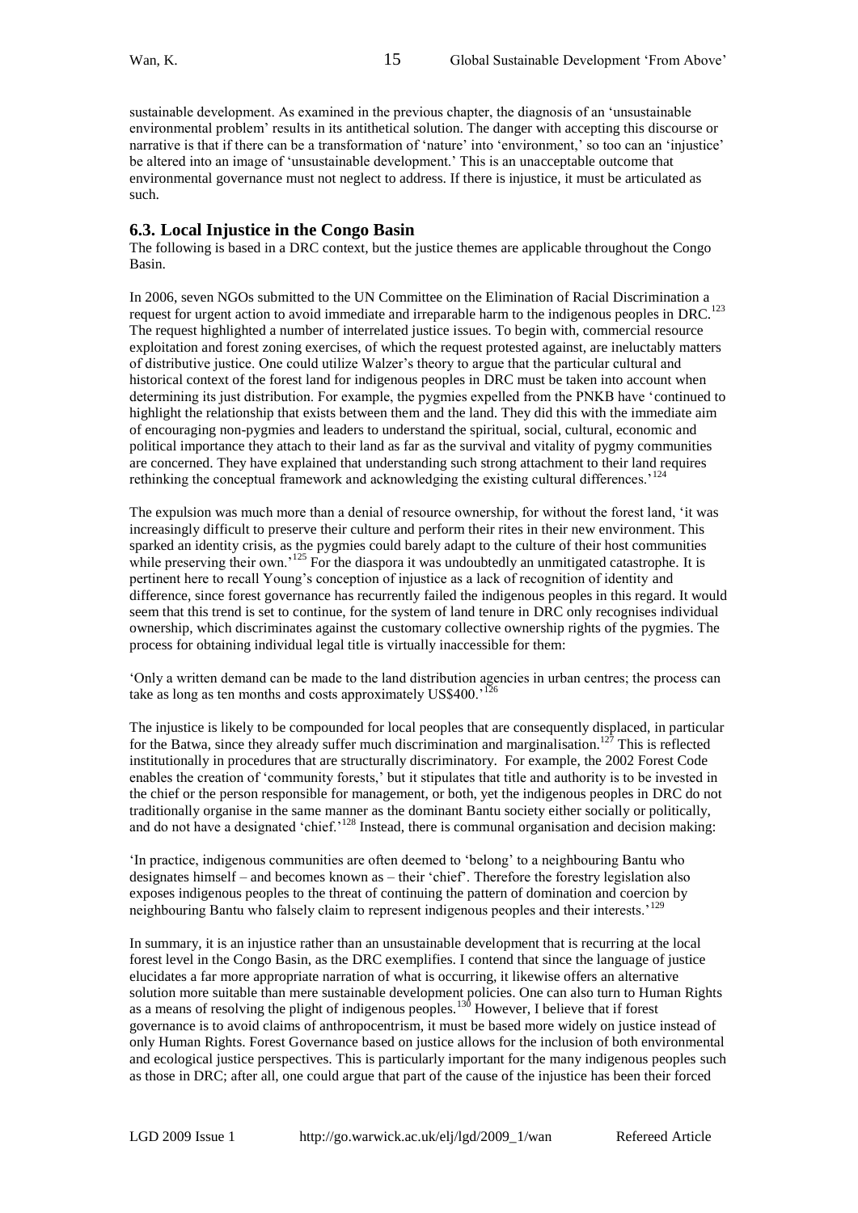sustainable development. As examined in the previous chapter, the diagnosis of an 'unsustainable environmental problem' results in its antithetical solution. The danger with accepting this discourse or narrative is that if there can be a transformation of 'nature' into 'environment,' so too can an 'injustice' be altered into an image of 'unsustainable development.' This is an unacceptable outcome that environmental governance must not neglect to address. If there is injustice, it must be articulated as such.

### 6.3. Local Injustice in the Congo Basin

The following is based in a DRC context, but the justice themes are applicable throughout the Congo Basin.

In 2006, seven NGOs submitted to the UN Committee on the Elimination of Racial Discrimination a request for urgent action to avoid immediate and irreparable harm to the indigenous peoples in DRC.[123] The request highlighted a number of interrelated justice issues. To begin with, commercial resource exploitation and forest zoning exercises, of which the request protested against, are ineluctably matters of distributive justice. One could utilize Walzer's theory to argue that the particular cultural and historical context of the forest land for indigenous peoples in DRC must be taken into account when determining its just distribution. For example, the pygmies expelled from the PNKB have 'continued to highlight the relationship that exists between them and the land. They did this with the immediate aim of encouraging non-pygmies and leaders to understand the spiritual, social, cultural, economic and political importance they attach to their land as far as the survival and vitality of pygmy communities are concerned. They have explained that understanding such strong attachment to their land requires rethinking the conceptual framework and acknowledging the existing cultural differences.'[124]

The expulsion was much more than a denial of resource ownership, for without the forest land, 'it was increasingly difficult to preserve their culture and perform their rites in their new environment. This sparked an identity crisis, as the pygmies could barely adapt to the culture of their host communities while preserving their own.'[125] For the diaspora it was undoubtedly an unmitigated catastrophe. It is pertinent here to recall Young's conception of injustice as a lack of recognition of identity and difference, since forest governance has recurrently failed the indigenous peoples in this regard. It would seem that this trend is set to continue, for the system of land tenure in DRC only recognises individual ownership, which discriminates against the customary collective ownership rights of the pygmies. The process for obtaining individual legal title is virtually inaccessible for them:

'Only a written demand can be made to the land distribution agencies in urban centres; the process can take as long as ten months and costs approximately US$400.'[126]

The injustice is likely to be compounded for local peoples that are consequently displaced, in particular for the Batwa, since they already suffer much discrimination and marginalisation.[127] This is reflected institutionally in procedures that are structurally discriminatory. For example, the 2002 Forest Code enables the creation of 'community forests,' but it stipulates that title and authority is to be invested in the chief or the person responsible for management, or both, yet the indigenous peoples in DRC do not traditionally organise in the same manner as the dominant Bantu society either socially or politically, and do not have a designated 'chief.'[128] Instead, there is communal organisation and decision making:

'In practice, indigenous communities are often deemed to 'belong' to a neighbouring Bantu who designates himself – and becomes known as – their 'chief'. Therefore the forestry legislation also exposes indigenous peoples to the threat of continuing the pattern of domination and coercion by neighbouring Bantu who falsely claim to represent indigenous peoples and their interests.'[129]

In summary, it is an injustice rather than an unsustainable development that is recurring at the local forest level in the Congo Basin, as the DRC exemplifies. I contend that since the language of justice elucidates a far more appropriate narration of what is occurring, it likewise offers an alternative solution more suitable than mere sustainable development policies. One can also turn to Human Rights as a means of resolving the plight of indigenous peoples.[130] However, I believe that if forest governance is to avoid claims of anthropocentrism, it must be based more widely on justice instead of only Human Rights. Forest Governance based on justice allows for the inclusion of both environmental and ecological justice perspectives. This is particularly important for the many indigenous peoples such as those in DRC; after all, one could argue that part of the cause of the injustice has been their forced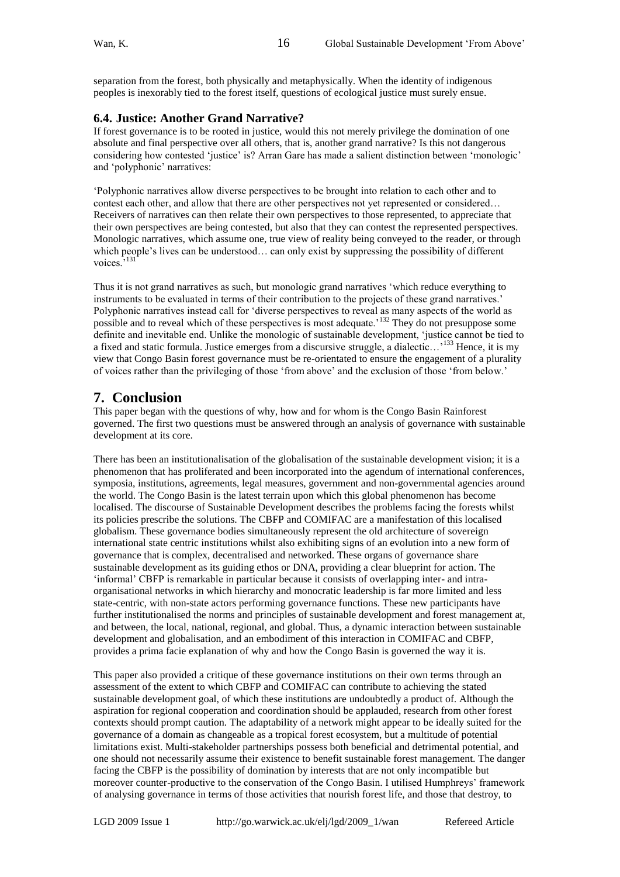separation from the forest, both physically and metaphysically. When the identity of indigenous peoples is inexorably tied to the forest itself, questions of ecological justice must surely ensue.

### 6.4. Justice: Another Grand Narrative?

If forest governance is to be rooted in justice, would this not merely privilege the domination of one absolute and final perspective over all others, that is, another grand narrative? Is this not dangerous considering how contested 'justice' is? Arran Gare has made a salient distinction between 'monologic' and 'polyphonic' narratives:

'Polyphonic narratives allow diverse perspectives to be brought into relation to each other and to contest each other, and allow that there are other perspectives not yet represented or considered… Receivers of narratives can then relate their own perspectives to those represented, to appreciate that their own perspectives are being contested, but also that they can contest the represented perspectives. Monologic narratives, which assume one, true view of reality being conveyed to the reader, or through which people's lives can be understood… can only exist by suppressing the possibility of different voices.'[131]

Thus it is not grand narratives as such, but monologic grand narratives 'which reduce everything to instruments to be evaluated in terms of their contribution to the projects of these grand narratives.' Polyphonic narratives instead call for 'diverse perspectives to reveal as many aspects of the world as possible and to reveal which of these perspectives is most adequate.'[132] They do not presuppose some definite and inevitable end. Unlike the monologic of sustainable development, 'justice cannot be tied to a fixed and static formula. Justice emerges from a discursive struggle, a dialectic…'[133] Hence, it is my view that Congo Basin forest governance must be re-orientated to ensure the engagement of a plurality of voices rather than the privileging of those 'from above' and the exclusion of those 'from below.'

## 7. Conclusion

This paper began with the questions of why, how and for whom is the Congo Basin Rainforest governed. The first two questions must be answered through an analysis of governance with sustainable development at its core.

There has been an institutionalisation of the globalisation of the sustainable development vision; it is a phenomenon that has proliferated and been incorporated into the agendum of international conferences, symposia, institutions, agreements, legal measures, government and non-governmental agencies around the world. The Congo Basin is the latest terrain upon which this global phenomenon has become localised. The discourse of Sustainable Development describes the problems facing the forests whilst its policies prescribe the solutions. The CBFP and COMIFAC are a manifestation of this localised globalism. These governance bodies simultaneously represent the old architecture of sovereign international state centric institutions whilst also exhibiting signs of an evolution into a new form of governance that is complex, decentralised and networked. These organs of governance share sustainable development as its guiding ethos or DNA, providing a clear blueprint for action. The 'informal' CBFP is remarkable in particular because it consists of overlapping inter- and intra-organisational networks in which hierarchy and monocratic leadership is far more limited and less state-centric, with non-state actors performing governance functions. These new participants have further institutionalised the norms and principles of sustainable development and forest management at, and between, the local, national, regional, and global. Thus, a dynamic interaction between sustainable development and globalisation, and an embodiment of this interaction in COMIFAC and CBFP, provides a prima facie explanation of why and how the Congo Basin is governed the way it is.

This paper also provided a critique of these governance institutions on their own terms through an assessment of the extent to which CBFP and COMIFAC can contribute to achieving the stated sustainable development goal, of which these institutions are undoubtedly a product of. Although the aspiration for regional cooperation and coordination should be applauded, research from other forest contexts should prompt caution. The adaptability of a network might appear to be ideally suited for the governance of a domain as changeable as a tropical forest ecosystem, but a multitude of potential limitations exist. Multi-stakeholder partnerships possess both beneficial and detrimental potential, and one should not necessarily assume their existence to benefit sustainable forest management. The danger facing the CBFP is the possibility of domination by interests that are not only incompatible but moreover counter-productive to the conservation of the Congo Basin. I utilised Humphreys' framework of analysing governance in terms of those activities that nourish forest life, and those that destroy, to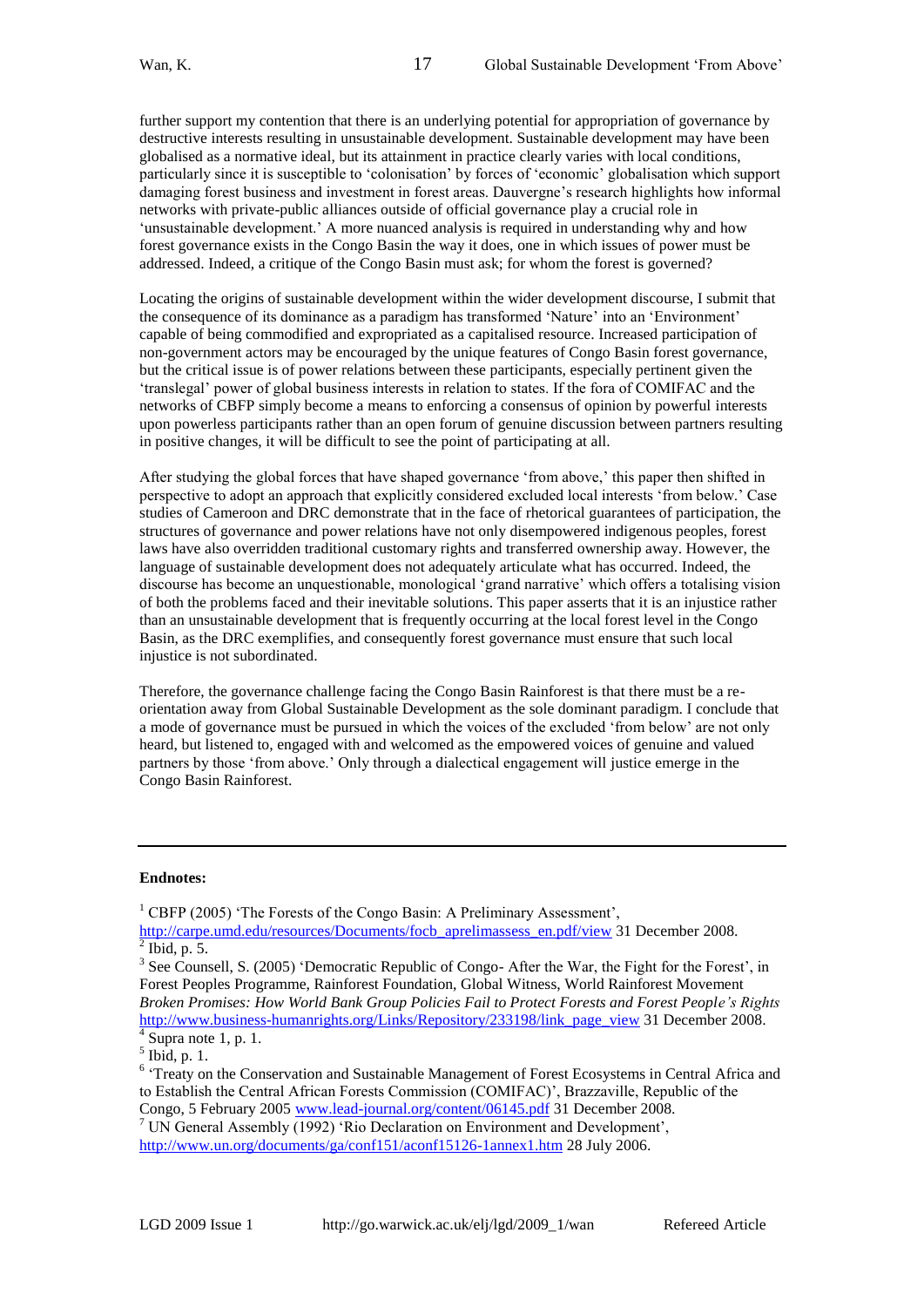further support my contention that there is an underlying potential for appropriation of governance by destructive interests resulting in unsustainable development. Sustainable development may have been globalised as a normative ideal, but its attainment in practice clearly varies with local conditions, particularly since it is susceptible to 'colonisation' by forces of 'economic' globalisation which support damaging forest business and investment in forest areas. Dauvergne's research highlights how informal networks with private-public alliances outside of official governance play a crucial role in 'unsustainable development.' A more nuanced analysis is required in understanding why and how forest governance exists in the Congo Basin the way it does, one in which issues of power must be addressed. Indeed, a critique of the Congo Basin must ask; for whom the forest is governed?

Locating the origins of sustainable development within the wider development discourse, I submit that the consequence of its dominance as a paradigm has transformed 'Nature' into an 'Environment' capable of being commodified and expropriated as a capitalised resource. Increased participation of non-government actors may be encouraged by the unique features of Congo Basin forest governance, but the critical issue is of power relations between these participants, especially pertinent given the 'translegal' power of global business interests in relation to states. If the fora of COMIFAC and the networks of CBFP simply become a means to enforcing a consensus of opinion by powerful interests upon powerless participants rather than an open forum of genuine discussion between partners resulting in positive changes, it will be difficult to see the point of participating at all.

After studying the global forces that have shaped governance 'from above,' this paper then shifted in perspective to adopt an approach that explicitly considered excluded local interests 'from below.' Case studies of Cameroon and DRC demonstrate that in the face of rhetorical guarantees of participation, the structures of governance and power relations have not only disempowered indigenous peoples, forest laws have also overridden traditional customary rights and transferred ownership away. However, the language of sustainable development does not adequately articulate what has occurred. Indeed, the discourse has become an unquestionable, monological 'grand narrative' which offers a totalising vision of both the problems faced and their inevitable solutions. This paper asserts that it is an injustice rather than an unsustainable development that is frequently occurring at the local forest level in the Congo Basin, as the DRC exemplifies, and consequently forest governance must ensure that such local injustice is not subordinated.

Therefore, the governance challenge facing the Congo Basin Rainforest is that there must be a re-orientation away from Global Sustainable Development as the sole dominant paradigm. I conclude that a mode of governance must be pursued in which the voices of the excluded 'from below' are not only heard, but listened to, engaged with and welcomed as the empowered voices of genuine and valued partners by those 'from above.' Only through a dialectical engagement will justice emerge in the Congo Basin Rainforest.

---

**Endnotes:**

[1] CBFP (2005) 'The Forests of the Congo Basin: A Preliminary Assessment', http://carpe.umd.edu/resources/Documents/focb_aprelimassess_en.pdf/view 31 December 2008.

[2] Ibid, p. 5.

[3] See Counsell, S. (2005) 'Democratic Republic of Congo- After the War, the Fight for the Forest', in Forest Peoples Programme, Rainforest Foundation, Global Witness, World Rainforest Movement *Broken Promises: How World Bank Group Policies Fail to Protect Forests and Forest People's Rights* http://www.business-humanrights.org/Links/Repository/233198/link_page_view 31 December 2008.

[4] Supra note 1, p. 1.

[5] Ibid, p. 1.

[6] 'Treaty on the Conservation and Sustainable Management of Forest Ecosystems in Central Africa and to Establish the Central African Forests Commission (COMIFAC)', Brazzaville, Republic of the Congo, 5 February 2005 www.lead-journal.org/content/06145.pdf 31 December 2008.

[7] UN General Assembly (1992) 'Rio Declaration on Environment and Development', http://www.un.org/documents/ga/conf151/aconf15126-1annex1.htm 28 July 2006.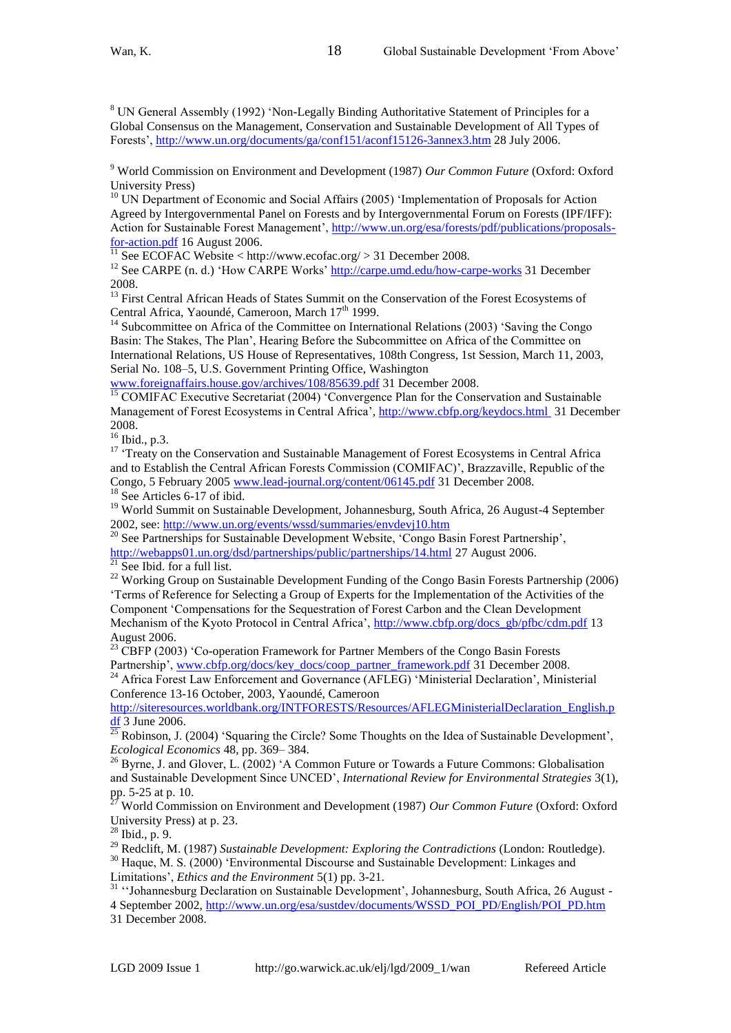[8] UN General Assembly (1992) 'Non-Legally Binding Authoritative Statement of Principles for a Global Consensus on the Management, Conservation and Sustainable Development of All Types of Forests', http://www.un.org/documents/ga/conf151/aconf15126-3annex3.htm 28 July 2006.

[9] World Commission on Environment and Development (1987) *Our Common Future* (Oxford: Oxford University Press)

[10] UN Department of Economic and Social Affairs (2005) 'Implementation of Proposals for Action Agreed by Intergovernmental Panel on Forests and by Intergovernmental Forum on Forests (IPF/IFF): Action for Sustainable Forest Management', http://www.un.org/esa/forests/pdf/publications/proposals-for-action.pdf 16 August 2006.

[11] See ECOFAC Website < http://www.ecofac.org/ > 31 December 2008.

[12] See CARPE (n. d.) 'How CARPE Works' http://carpe.umd.edu/how-carpe-works 31 December 2008.

[13] First Central African Heads of States Summit on the Conservation of the Forest Ecosystems of Central Africa, Yaoundé, Cameroon, March 17th 1999.

[14] Subcommittee on Africa of the Committee on International Relations (2003) 'Saving the Congo Basin: The Stakes, The Plan', Hearing Before the Subcommittee on Africa of the Committee on International Relations, US House of Representatives, 108th Congress, 1st Session, March 11, 2003, Serial No. 108–5, U.S. Government Printing Office, Washington www.foreignaffairs.house.gov/archives/108/85639.pdf 31 December 2008.

[15] COMIFAC Executive Secretariat (2004) 'Convergence Plan for the Conservation and Sustainable Management of Forest Ecosystems in Central Africa', http://www.cbfp.org/keydocs.html 31 December 2008.

[16] Ibid., p.3.

[17] 'Treaty on the Conservation and Sustainable Management of Forest Ecosystems in Central Africa and to Establish the Central African Forests Commission (COMIFAC)', Brazzaville, Republic of the Congo, 5 February 2005 www.lead-journal.org/content/06145.pdf 31 December 2008.

[18] See Articles 6-17 of ibid.

[19] World Summit on Sustainable Development, Johannesburg, South Africa, 26 August-4 September 2002, see: http://www.un.org/events/wssd/summaries/envdevj10.htm

[20] See Partnerships for Sustainable Development Website, 'Congo Basin Forest Partnership', http://webapps01.un.org/dsd/partnerships/public/partnerships/14.html 27 August 2006.

[21] See Ibid. for a full list.

[22] Working Group on Sustainable Development Funding of the Congo Basin Forests Partnership (2006) 'Terms of Reference for Selecting a Group of Experts for the Implementation of the Activities of the Component 'Compensations for the Sequestration of Forest Carbon and the Clean Development Mechanism of the Kyoto Protocol in Central Africa', http://www.cbfp.org/docs_gb/pfbc/cdm.pdf 13 August 2006.

[23] CBFP (2003) 'Co-operation Framework for Partner Members of the Congo Basin Forests Partnership', www.cbfp.org/docs/key_docs/coop_partner_framework.pdf 31 December 2008.

[24] Africa Forest Law Enforcement and Governance (AFLEG) 'Ministerial Declaration', Ministerial Conference 13-16 October, 2003, Yaoundé, Cameroon http://siteresources.worldbank.org/INTFORESTS/Resources/AFLEGMinisterialDeclaration_English.pdf 3 June 2006.

[25] Robinson, J. (2004) 'Squaring the Circle? Some Thoughts on the Idea of Sustainable Development', *Ecological Economics* 48, pp. 369– 384.

[26] Byrne, J. and Glover, L. (2002) 'A Common Future or Towards a Future Commons: Globalisation and Sustainable Development Since UNCED', *International Review for Environmental Strategies* 3(1), pp. 5-25 at p. 10.

[27] World Commission on Environment and Development (1987) *Our Common Future* (Oxford: Oxford University Press) at p. 23.

[28] Ibid., p. 9.

[29] Redclift, M. (1987) *Sustainable Development: Exploring the Contradictions* (London: Routledge).

[30] Haque, M. S. (2000) 'Environmental Discourse and Sustainable Development: Linkages and Limitations', *Ethics and the Environment* 5(1) pp. 3-21.

[31] ''Johannesburg Declaration on Sustainable Development', Johannesburg, South Africa, 26 August - 4 September 2002, http://www.un.org/esa/sustdev/documents/WSSD_POI_PD/English/POI_PD.htm 31 December 2008.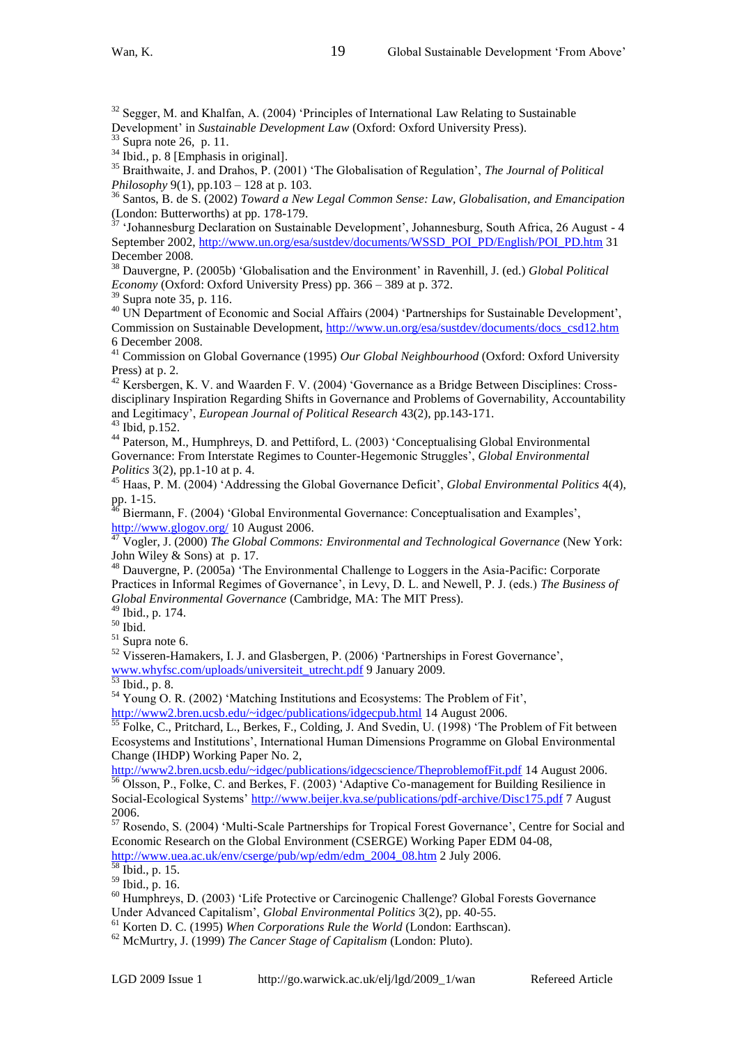[32] Segger, M. and Khalfan, A. (2004) 'Principles of International Law Relating to Sustainable Development' in *Sustainable Development Law* (Oxford: Oxford University Press).

[33] Supra note 26, p. 11.

[34] Ibid., p. 8 [Emphasis in original].

[35] Braithwaite, J. and Drahos, P. (2001) 'The Globalisation of Regulation', *The Journal of Political Philosophy* 9(1), pp.103 – 128 at p. 103.

[36] Santos, B. de S. (2002) *Toward a New Legal Common Sense: Law, Globalisation, and Emancipation* (London: Butterworths) at pp. 178-179.

[37] 'Johannesburg Declaration on Sustainable Development', Johannesburg, South Africa, 26 August - 4 September 2002, http://www.un.org/esa/sustdev/documents/WSSD_POI_PD/English/POI_PD.htm 31 December 2008.

[38] Dauvergne, P. (2005b) 'Globalisation and the Environment' in Ravenhill, J. (ed.) *Global Political Economy* (Oxford: Oxford University Press) pp. 366 – 389 at p. 372.

[39] Supra note 35, p. 116.

[40] UN Department of Economic and Social Affairs (2004) 'Partnerships for Sustainable Development', Commission on Sustainable Development, http://www.un.org/esa/sustdev/documents/docs_csd12.htm 6 December 2008.

[41] Commission on Global Governance (1995) *Our Global Neighbourhood* (Oxford: Oxford University Press) at p. 2.

[42] Kersbergen, K. V. and Waarden F. V. (2004) 'Governance as a Bridge Between Disciplines: Cross-disciplinary Inspiration Regarding Shifts in Governance and Problems of Governability, Accountability and Legitimacy', *European Journal of Political Research* 43(2), pp.143-171.

[43] Ibid, p.152.

[44] Paterson, M., Humphreys, D. and Pettiford, L. (2003) 'Conceptualising Global Environmental Governance: From Interstate Regimes to Counter-Hegemonic Struggles', *Global Environmental Politics* 3(2), pp.1-10 at p. 4.

[45] Haas, P. M. (2004) 'Addressing the Global Governance Deficit', *Global Environmental Politics* 4(4), pp. 1-15.

[46] Biermann, F. (2004) 'Global Environmental Governance: Conceptualisation and Examples', http://www.glogov.org/ 10 August 2006.

[47] Vogler, J. (2000) *The Global Commons: Environmental and Technological Governance* (New York: John Wiley & Sons) at p. 17.

[48] Dauvergne, P. (2005a) 'The Environmental Challenge to Loggers in the Asia-Pacific: Corporate Practices in Informal Regimes of Governance', in Levy, D. L. and Newell, P. J. (eds.) *The Business of Global Environmental Governance* (Cambridge, MA: The MIT Press).

[49] Ibid., p. 174.

[50] Ibid.

[51] Supra note 6.

[52] Visseren-Hamakers, I. J. and Glasbergen, P. (2006) 'Partnerships in Forest Governance', www.whyfsc.com/uploads/universiteit_utrecht.pdf 9 January 2009.

[53] Ibid., p. 8.

[54] Young O. R. (2002) 'Matching Institutions and Ecosystems: The Problem of Fit', http://www2.bren.ucsb.edu/~idgec/publications/idgecpub.html 14 August 2006.

[55] Folke, C., Pritchard, L., Berkes, F., Colding, J. And Svedin, U. (1998) 'The Problem of Fit between Ecosystems and Institutions', International Human Dimensions Programme on Global Environmental Change (IHDP) Working Paper No. 2, http://www2.bren.ucsb.edu/~idgec/publications/idgecscience/TheproblemofFit.pdf 14 August 2006.

[56] Olsson, P., Folke, C. and Berkes, F. (2003) 'Adaptive Co-management for Building Resilience in Social-Ecological Systems' http://www.beijer.kva.se/publications/pdf-archive/Disc175.pdf 7 August 2006.

[57] Rosendo, S. (2004) 'Multi-Scale Partnerships for Tropical Forest Governance', Centre for Social and Economic Research on the Global Environment (CSERGE) Working Paper EDM 04-08, http://www.uea.ac.uk/env/cserge/pub/wp/edm/edm_2004_08.htm 2 July 2006.

[58] Ibid., p. 15.

[59] Ibid., p. 16.

[60] Humphreys, D. (2003) 'Life Protective or Carcinogenic Challenge? Global Forests Governance Under Advanced Capitalism', *Global Environmental Politics* 3(2), pp. 40-55.

[61] Korten D. C. (1995) *When Corporations Rule the World* (London: Earthscan).

[62] McMurtry, J. (1999) *The Cancer Stage of Capitalism* (London: Pluto).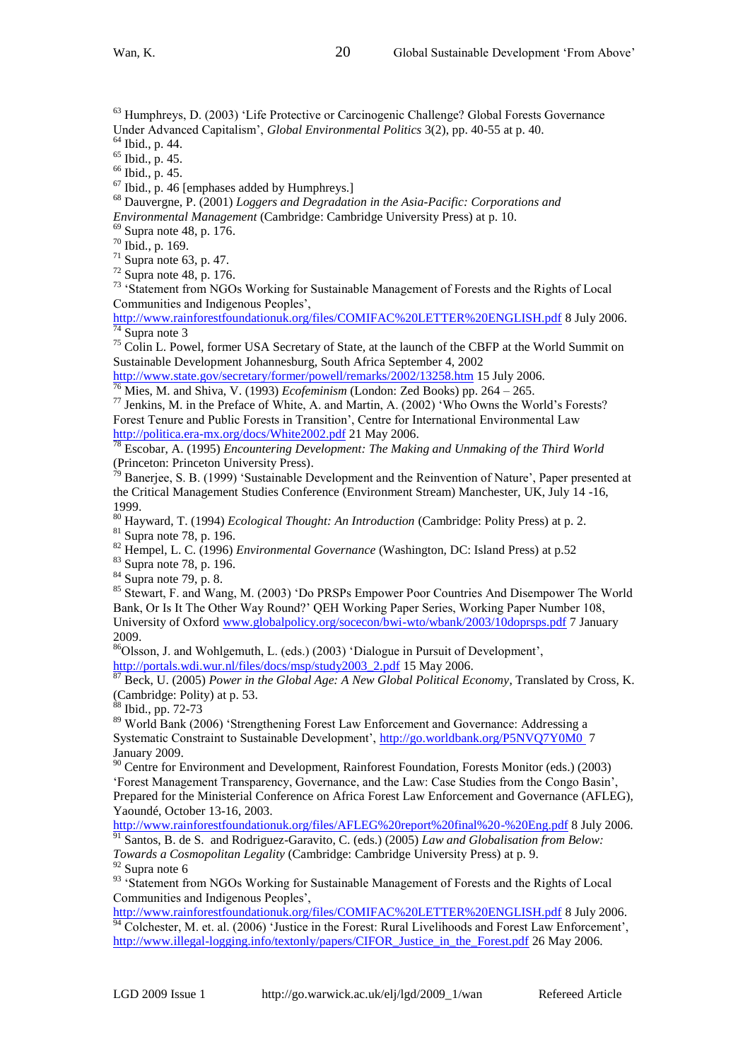[63] Humphreys, D. (2003) 'Life Protective or Carcinogenic Challenge? Global Forests Governance Under Advanced Capitalism', *Global Environmental Politics* 3(2), pp. 40-55 at p. 40.

[64] Ibid., p. 44.

[65] Ibid., p. 45.

[66] Ibid., p. 45.

[67] Ibid., p. 46 [emphases added by Humphreys.]

[68] Dauvergne, P. (2001) *Loggers and Degradation in the Asia-Pacific: Corporations and Environmental Management* (Cambridge: Cambridge University Press) at p. 10.

[69] Supra note 48, p. 176.

[70] Ibid., p. 169.

[71] Supra note 63, p. 47.

[72] Supra note 48, p. 176.

[73] 'Statement from NGOs Working for Sustainable Management of Forests and the Rights of Local Communities and Indigenous Peoples', http://www.rainforestfoundationuk.org/files/COMIFAC%20LETTER%20ENGLISH.pdf 8 July 2006.

[74] Supra note 3

[75] Colin L. Powel, former USA Secretary of State, at the launch of the CBFP at the World Summit on Sustainable Development Johannesburg, South Africa September 4, 2002 http://www.state.gov/secretary/former/powell/remarks/2002/13258.htm 15 July 2006.

[76] Mies, M. and Shiva, V. (1993) *Ecofeminism* (London: Zed Books) pp. 264 – 265.

[77] Jenkins, M. in the Preface of White, A. and Martin, A. (2002) 'Who Owns the World's Forests? Forest Tenure and Public Forests in Transition', Centre for International Environmental Law http://politica.era-mx.org/docs/White2002.pdf 21 May 2006.

[78] Escobar, A. (1995) *Encountering Development: The Making and Unmaking of the Third World* (Princeton: Princeton University Press).

[79] Banerjee, S. B. (1999) 'Sustainable Development and the Reinvention of Nature', Paper presented at the Critical Management Studies Conference (Environment Stream) Manchester, UK, July 14 -16, 1999.

[80] Hayward, T. (1994) *Ecological Thought: An Introduction* (Cambridge: Polity Press) at p. 2.

[81] Supra note 78, p. 196.

[82] Hempel, L. C. (1996) *Environmental Governance* (Washington, DC: Island Press) at p.52

[83] Supra note 78, p. 196.

[84] Supra note 79, p. 8.

[85] Stewart, F. and Wang, M. (2003) 'Do PRSPs Empower Poor Countries And Disempower The World Bank, Or Is It The Other Way Round?' QEH Working Paper Series, Working Paper Number 108, University of Oxford www.globalpolicy.org/socecon/bwi-wto/wbank/2003/10doprsps.pdf 7 January 2009.

[86] Olsson, J. and Wohlgemuth, L. (eds.) (2003) 'Dialogue in Pursuit of Development', http://portals.wdi.wur.nl/files/docs/msp/study2003_2.pdf 15 May 2006.

[87] Beck, U. (2005) *Power in the Global Age: A New Global Political Economy*, Translated by Cross, K. (Cambridge: Polity) at p. 53.

[88] Ibid., pp. 72-73

[89] World Bank (2006) 'Strengthening Forest Law Enforcement and Governance: Addressing a Systematic Constraint to Sustainable Development', http://go.worldbank.org/P5NVQ7Y0M0 7 January 2009.

[90] Centre for Environment and Development, Rainforest Foundation, Forests Monitor (eds.) (2003) 'Forest Management Transparency, Governance, and the Law: Case Studies from the Congo Basin', Prepared for the Ministerial Conference on Africa Forest Law Enforcement and Governance (AFLEG), Yaoundé, October 13-16, 2003. http://www.rainforestfoundationuk.org/files/AFLEG%20report%20final%20-%20Eng.pdf 8 July 2006.

[91] Santos, B. de S. and Rodriguez-Garavito, C. (eds.) (2005) *Law and Globalisation from Below: Towards a Cosmopolitan Legality* (Cambridge: Cambridge University Press) at p. 9.

[92] Supra note 6

[93] 'Statement from NGOs Working for Sustainable Management of Forests and the Rights of Local Communities and Indigenous Peoples', http://www.rainforestfoundationuk.org/files/COMIFAC%20LETTER%20ENGLISH.pdf 8 July 2006.

[94] Colchester, M. et. al. (2006) 'Justice in the Forest: Rural Livelihoods and Forest Law Enforcement', http://www.illegal-logging.info/textonly/papers/CIFOR_Justice_in_the_Forest.pdf 26 May 2006.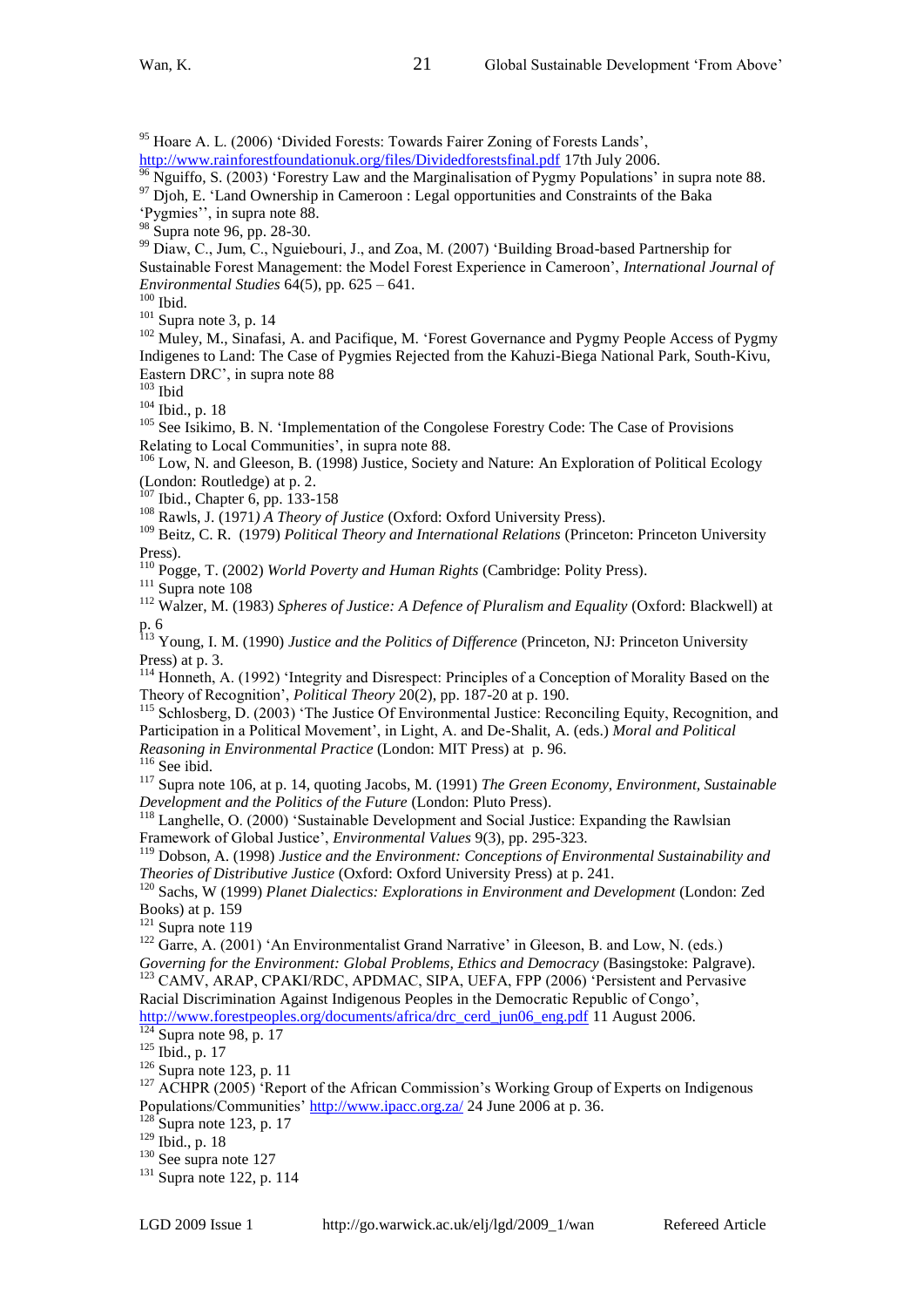[95] Hoare A. L. (2006) 'Divided Forests: Towards Fairer Zoning of Forests Lands', http://www.rainforestfoundationuk.org/files/Dividedforestsfinal.pdf 17th July 2006.

[96] Nguiffo, S. (2003) 'Forestry Law and the Marginalisation of Pygmy Populations' in supra note 88.

[97] Djoh, E. 'Land Ownership in Cameroon : Legal opportunities and Constraints of the Baka 'Pygmies'', in supra note 88.

[98] Supra note 96, pp. 28-30.

[99] Diaw, C., Jum, C., Nguiebouri, J., and Zoa, M. (2007) 'Building Broad-based Partnership for Sustainable Forest Management: the Model Forest Experience in Cameroon', *International Journal of Environmental Studies* 64(5), pp. 625 – 641.

[100] Ibid.

[101] Supra note 3, p. 14

[102] Muley, M., Sinafasi, A. and Pacifique, M. 'Forest Governance and Pygmy People Access of Pygmy Indigenes to Land: The Case of Pygmies Rejected from the Kahuzi-Biega National Park, South-Kivu, Eastern DRC', in supra note 88

[103] Ibid

[104] Ibid., p. 18

[105] See Isikimo, B. N. 'Implementation of the Congolese Forestry Code: The Case of Provisions Relating to Local Communities', in supra note 88.

[106] Low, N. and Gleeson, B. (1998) Justice, Society and Nature: An Exploration of Political Ecology (London: Routledge) at p. 2.

[107] Ibid., Chapter 6, pp. 133-158

[108] Rawls, J. (1971*) A Theory of Justice* (Oxford: Oxford University Press).

[109] Beitz, C. R. (1979) *Political Theory and International Relations* (Princeton: Princeton University Press).

[110] Pogge, T. (2002) *World Poverty and Human Rights* (Cambridge: Polity Press).

[111] Supra note 108

[112] Walzer, M. (1983) *Spheres of Justice: A Defence of Pluralism and Equality* (Oxford: Blackwell) at p. 6

[113] Young, I. M. (1990) *Justice and the Politics of Difference* (Princeton, NJ: Princeton University Press) at p. 3.

[114] Honneth, A. (1992) 'Integrity and Disrespect: Principles of a Conception of Morality Based on the Theory of Recognition', *Political Theory* 20(2), pp. 187-20 at p. 190.

[115] Schlosberg, D. (2003) 'The Justice Of Environmental Justice: Reconciling Equity, Recognition, and Participation in a Political Movement', in Light, A. and De-Shalit, A. (eds.) *Moral and Political Reasoning in Environmental Practice* (London: MIT Press) at p. 96.

[116] See ibid.

[117] Supra note 106, at p. 14, quoting Jacobs, M. (1991) *The Green Economy, Environment, Sustainable Development and the Politics of the Future* (London: Pluto Press).

[118] Langhelle, O. (2000) 'Sustainable Development and Social Justice: Expanding the Rawlsian Framework of Global Justice', *Environmental Values* 9(3), pp. 295-323.

[119] Dobson, A. (1998) *Justice and the Environment: Conceptions of Environmental Sustainability and Theories of Distributive Justice* (Oxford: Oxford University Press) at p. 241.

[120] Sachs, W (1999) *Planet Dialectics: Explorations in Environment and Development* (London: Zed Books) at p. 159

[121] Supra note 119

[122] Garre, A. (2001) 'An Environmentalist Grand Narrative' in Gleeson, B. and Low, N. (eds.) *Governing for the Environment: Global Problems, Ethics and Democracy* (Basingstoke: Palgrave).

[123] CAMV, ARAP, CPAKI/RDC, APDMAC, SIPA, UEFA, FPP (2006) 'Persistent and Pervasive Racial Discrimination Against Indigenous Peoples in the Democratic Republic of Congo', http://www.forestpeoples.org/documents/africa/drc_cerd_jun06_eng.pdf 11 August 2006.

[124] Supra note 98, p. 17

[125] Ibid., p. 17

[126] Supra note 123, p. 11

[127] ACHPR (2005) 'Report of the African Commission's Working Group of Experts on Indigenous Populations/Communities' http://www.ipacc.org.za/ 24 June 2006 at p. 36.

[128] Supra note 123, p. 17

[129] Ibid., p. 18

[130] See supra note 127

[131] Supra note 122, p. 114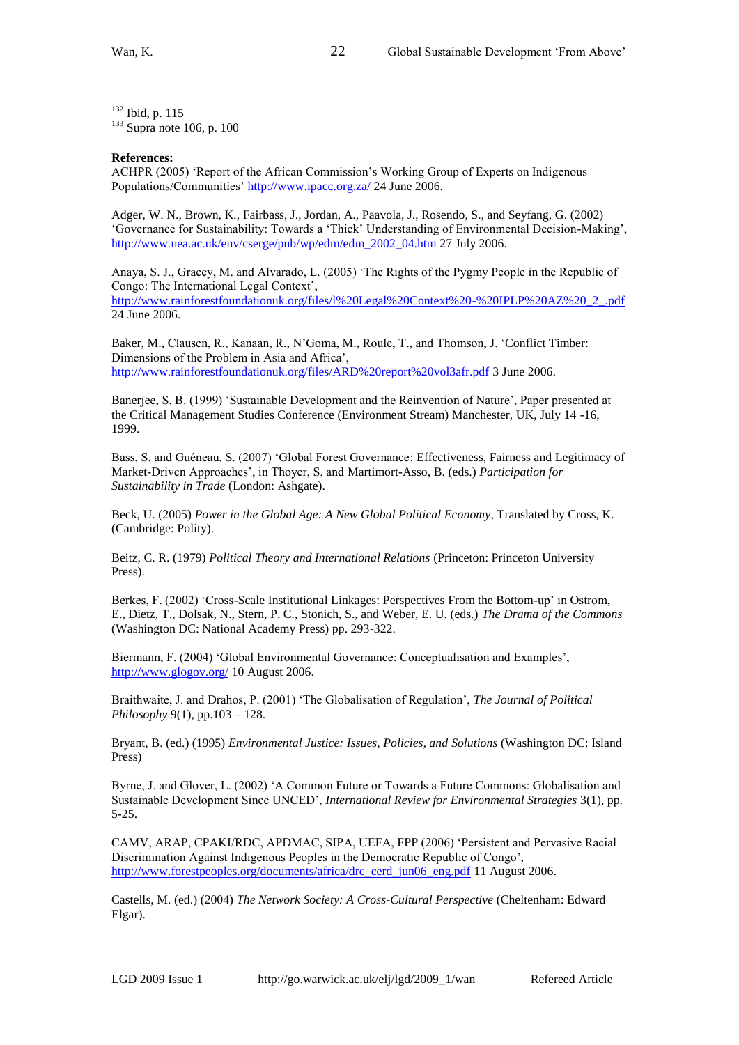[132] Ibid, p. 115

[133] Supra note 106, p. 100

**References:**

ACHPR (2005) 'Report of the African Commission's Working Group of Experts on Indigenous Populations/Communities' http://www.ipacc.org.za/ 24 June 2006.

Adger, W. N., Brown, K., Fairbass, J., Jordan, A., Paavola, J., Rosendo, S., and Seyfang, G. (2002) 'Governance for Sustainability: Towards a 'Thick' Understanding of Environmental Decision-Making', http://www.uea.ac.uk/env/cserge/pub/wp/edm/edm_2002_04.htm 27 July 2006.

Anaya, S. J., Gracey, M. and Alvarado, L. (2005) 'The Rights of the Pygmy People in the Republic of Congo: The International Legal Context', http://www.rainforestfoundationuk.org/files/l%20Legal%20Context%20-%20IPLP%20AZ%20_2_.pdf 24 June 2006.

Baker, M., Clausen, R., Kanaan, R., N'Goma, M., Roule, T., and Thomson, J. 'Conflict Timber: Dimensions of the Problem in Asia and Africa', http://www.rainforestfoundationuk.org/files/ARD%20report%20vol3afr.pdf 3 June 2006.

Banerjee, S. B. (1999) 'Sustainable Development and the Reinvention of Nature', Paper presented at the Critical Management Studies Conference (Environment Stream) Manchester, UK, July 14 -16, 1999.

Bass, S. and Guéneau, S. (2007) 'Global Forest Governance: Effectiveness, Fairness and Legitimacy of Market-Driven Approaches', in Thoyer, S. and Martimort-Asso, B. (eds.) *Participation for Sustainability in Trade* (London: Ashgate).

Beck, U. (2005) *Power in the Global Age: A New Global Political Economy*, Translated by Cross, K. (Cambridge: Polity).

Beitz, C. R. (1979) *Political Theory and International Relations* (Princeton: Princeton University Press).

Berkes, F. (2002) 'Cross-Scale Institutional Linkages: Perspectives From the Bottom-up' in Ostrom, E., Dietz, T., Dolsak, N., Stern, P. C., Stonich, S., and Weber, E. U. (eds.) *The Drama of the Commons* (Washington DC: National Academy Press) pp. 293-322.

Biermann, F. (2004) 'Global Environmental Governance: Conceptualisation and Examples', http://www.glogov.org/ 10 August 2006.

Braithwaite, J. and Drahos, P. (2001) 'The Globalisation of Regulation', *The Journal of Political Philosophy* 9(1), pp.103 – 128.

Bryant, B. (ed.) (1995) *Environmental Justice: Issues, Policies, and Solutions* (Washington DC: Island Press)

Byrne, J. and Glover, L. (2002) 'A Common Future or Towards a Future Commons: Globalisation and Sustainable Development Since UNCED', *International Review for Environmental Strategies* 3(1), pp. 5-25.

CAMV, ARAP, CPAKI/RDC, APDMAC, SIPA, UEFA, FPP (2006) 'Persistent and Pervasive Racial Discrimination Against Indigenous Peoples in the Democratic Republic of Congo', http://www.forestpeoples.org/documents/africa/drc_cerd_jun06_eng.pdf 11 August 2006.

Castells, M. (ed.) (2004) *The Network Society: A Cross-Cultural Perspective* (Cheltenham: Edward Elgar).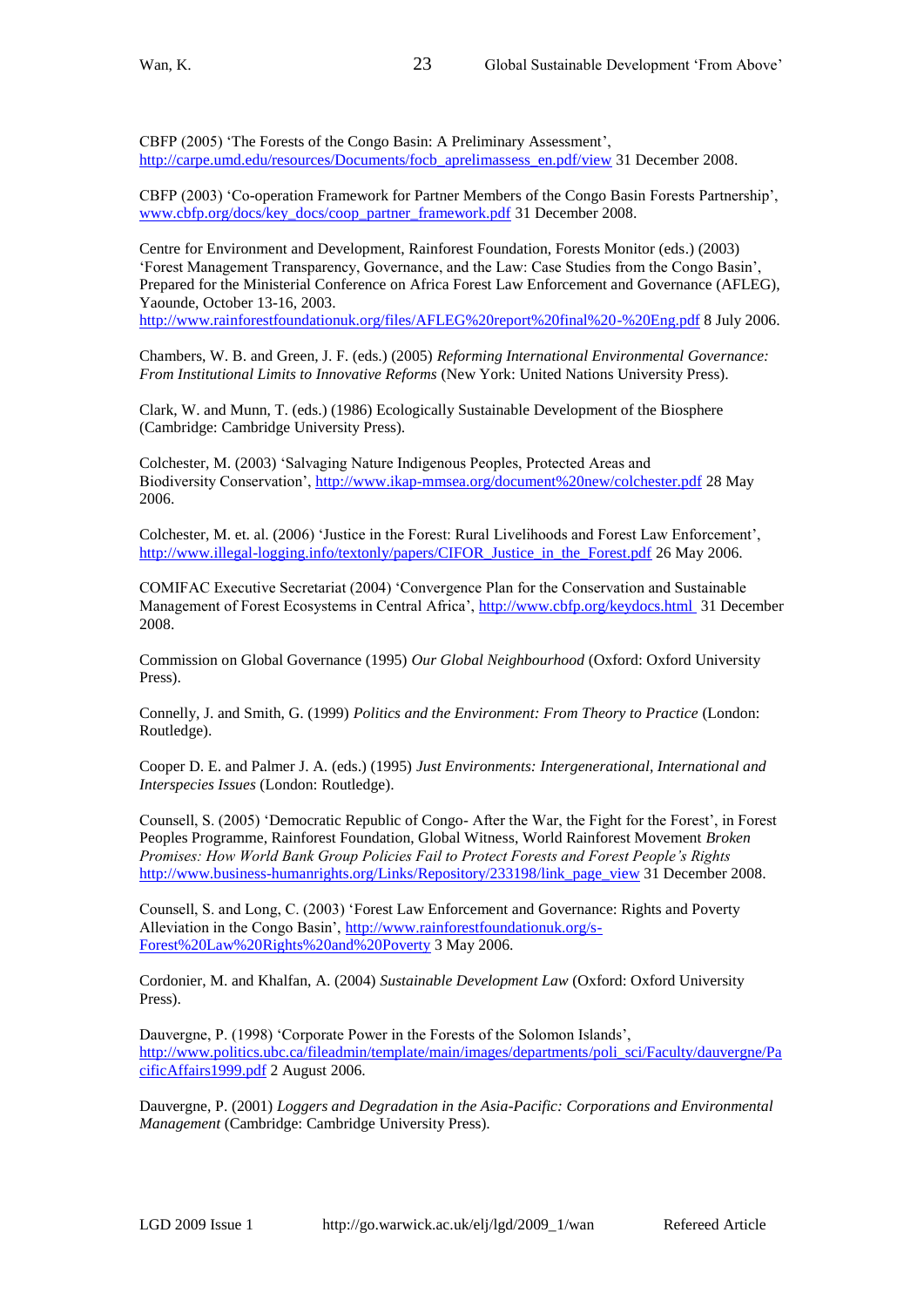CBFP (2005) 'The Forests of the Congo Basin: A Preliminary Assessment', http://carpe.umd.edu/resources/Documents/focb_aprelimassess_en.pdf/view 31 December 2008.

CBFP (2003) 'Co-operation Framework for Partner Members of the Congo Basin Forests Partnership', www.cbfp.org/docs/key_docs/coop_partner_framework.pdf 31 December 2008.

Centre for Environment and Development, Rainforest Foundation, Forests Monitor (eds.) (2003) 'Forest Management Transparency, Governance, and the Law: Case Studies from the Congo Basin', Prepared for the Ministerial Conference on Africa Forest Law Enforcement and Governance (AFLEG), Yaounde, October 13-16, 2003. http://www.rainforestfoundationuk.org/files/AFLEG%20report%20final%20-%20Eng.pdf 8 July 2006.

Chambers, W. B. and Green, J. F. (eds.) (2005) *Reforming International Environmental Governance: From Institutional Limits to Innovative Reforms* (New York: United Nations University Press).

Clark, W. and Munn, T. (eds.) (1986) Ecologically Sustainable Development of the Biosphere (Cambridge: Cambridge University Press).

Colchester, M. (2003) 'Salvaging Nature Indigenous Peoples, Protected Areas and Biodiversity Conservation', http://www.ikap-mmsea.org/document%20new/colchester.pdf 28 May 2006.

Colchester, M. et. al. (2006) 'Justice in the Forest: Rural Livelihoods and Forest Law Enforcement', http://www.illegal-logging.info/textonly/papers/CIFOR_Justice_in_the_Forest.pdf 26 May 2006.

COMIFAC Executive Secretariat (2004) 'Convergence Plan for the Conservation and Sustainable Management of Forest Ecosystems in Central Africa', http://www.cbfp.org/keydocs.html 31 December 2008.

Commission on Global Governance (1995) *Our Global Neighbourhood* (Oxford: Oxford University Press).

Connelly, J. and Smith, G. (1999) *Politics and the Environment: From Theory to Practice* (London: Routledge).

Cooper D. E. and Palmer J. A. (eds.) (1995) *Just Environments: Intergenerational, International and Interspecies Issues* (London: Routledge).

Counsell, S. (2005) 'Democratic Republic of Congo- After the War, the Fight for the Forest', in Forest Peoples Programme, Rainforest Foundation, Global Witness, World Rainforest Movement *Broken Promises: How World Bank Group Policies Fail to Protect Forests and Forest People's Rights* http://www.business-humanrights.org/Links/Repository/233198/link_page_view 31 December 2008.

Counsell, S. and Long, C. (2003) 'Forest Law Enforcement and Governance: Rights and Poverty Alleviation in the Congo Basin', http://www.rainforestfoundationuk.org/s-Forest%20Law%20Rights%20and%20Poverty 3 May 2006.

Cordonier, M. and Khalfan, A. (2004) *Sustainable Development Law* (Oxford: Oxford University Press).

Dauvergne, P. (1998) 'Corporate Power in the Forests of the Solomon Islands', http://www.politics.ubc.ca/fileadmin/template/main/images/departments/poli_sci/Faculty/dauvergne/PacificAffairs1999.pdf 2 August 2006.

Dauvergne, P. (2001) *Loggers and Degradation in the Asia-Pacific: Corporations and Environmental Management* (Cambridge: Cambridge University Press).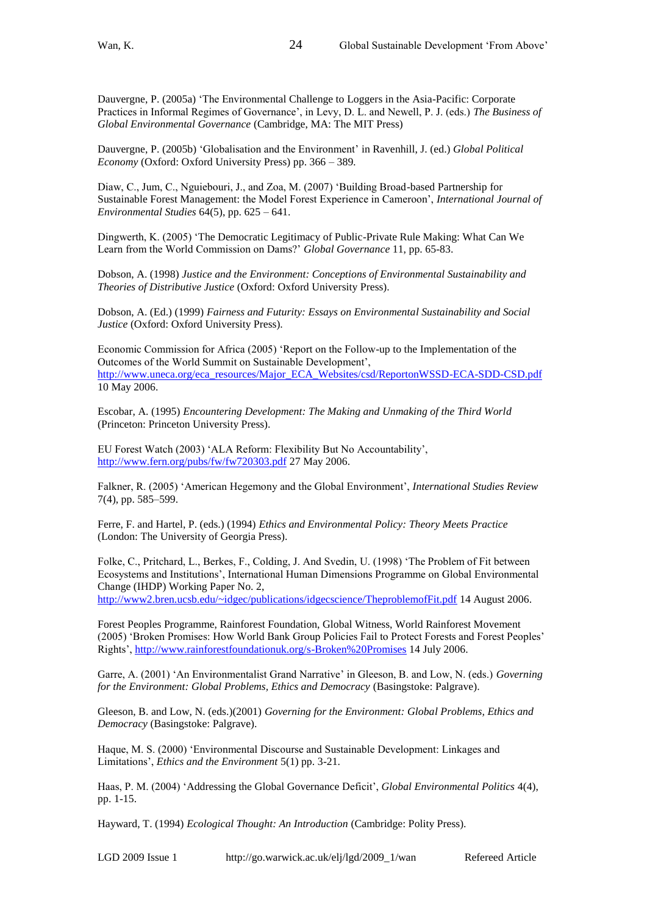Dauvergne, P. (2005a) 'The Environmental Challenge to Loggers in the Asia-Pacific: Corporate Practices in Informal Regimes of Governance', in Levy, D. L. and Newell, P. J. (eds.) *The Business of Global Environmental Governance* (Cambridge, MA: The MIT Press)

Dauvergne, P. (2005b) 'Globalisation and the Environment' in Ravenhill, J. (ed.) *Global Political Economy* (Oxford: Oxford University Press) pp. 366 – 389.

Diaw, C., Jum, C., Nguiebouri, J., and Zoa, M. (2007) 'Building Broad-based Partnership for Sustainable Forest Management: the Model Forest Experience in Cameroon', *International Journal of Environmental Studies* 64(5), pp. 625 – 641.

Dingwerth, K. (2005) 'The Democratic Legitimacy of Public-Private Rule Making: What Can We Learn from the World Commission on Dams?' *Global Governance* 11, pp. 65-83.

Dobson, A. (1998) *Justice and the Environment: Conceptions of Environmental Sustainability and Theories of Distributive Justice* (Oxford: Oxford University Press).

Dobson, A. (Ed.) (1999) *Fairness and Futurity: Essays on Environmental Sustainability and Social Justice* (Oxford: Oxford University Press).

Economic Commission for Africa (2005) 'Report on the Follow-up to the Implementation of the Outcomes of the World Summit on Sustainable Development', http://www.uneca.org/eca_resources/Major_ECA_Websites/csd/ReportonWSSD-ECA-SDD-CSD.pdf 10 May 2006.

Escobar, A. (1995) *Encountering Development: The Making and Unmaking of the Third World* (Princeton: Princeton University Press).

EU Forest Watch (2003) 'ALA Reform: Flexibility But No Accountability', http://www.fern.org/pubs/fw/fw720303.pdf 27 May 2006.

Falkner, R. (2005) 'American Hegemony and the Global Environment', *International Studies Review* 7(4), pp. 585–599.

Ferre, F. and Hartel, P. (eds.) (1994) *Ethics and Environmental Policy: Theory Meets Practice* (London: The University of Georgia Press).

Folke, C., Pritchard, L., Berkes, F., Colding, J. And Svedin, U. (1998) 'The Problem of Fit between Ecosystems and Institutions', International Human Dimensions Programme on Global Environmental Change (IHDP) Working Paper No. 2, http://www2.bren.ucsb.edu/~idgec/publications/idgecscience/TheproblemofFit.pdf 14 August 2006.

Forest Peoples Programme, Rainforest Foundation, Global Witness, World Rainforest Movement (2005) 'Broken Promises: How World Bank Group Policies Fail to Protect Forests and Forest Peoples' Rights', http://www.rainforestfoundationuk.org/s-Broken%20Promises 14 July 2006.

Garre, A. (2001) 'An Environmentalist Grand Narrative' in Gleeson, B. and Low, N. (eds.) *Governing for the Environment: Global Problems, Ethics and Democracy* (Basingstoke: Palgrave).

Gleeson, B. and Low, N. (eds.)(2001) *Governing for the Environment: Global Problems, Ethics and Democracy* (Basingstoke: Palgrave).

Haque, M. S. (2000) 'Environmental Discourse and Sustainable Development: Linkages and Limitations', *Ethics and the Environment* 5(1) pp. 3-21.

Haas, P. M. (2004) 'Addressing the Global Governance Deficit', *Global Environmental Politics* 4(4), pp. 1-15.

Hayward, T. (1994) *Ecological Thought: An Introduction* (Cambridge: Polity Press).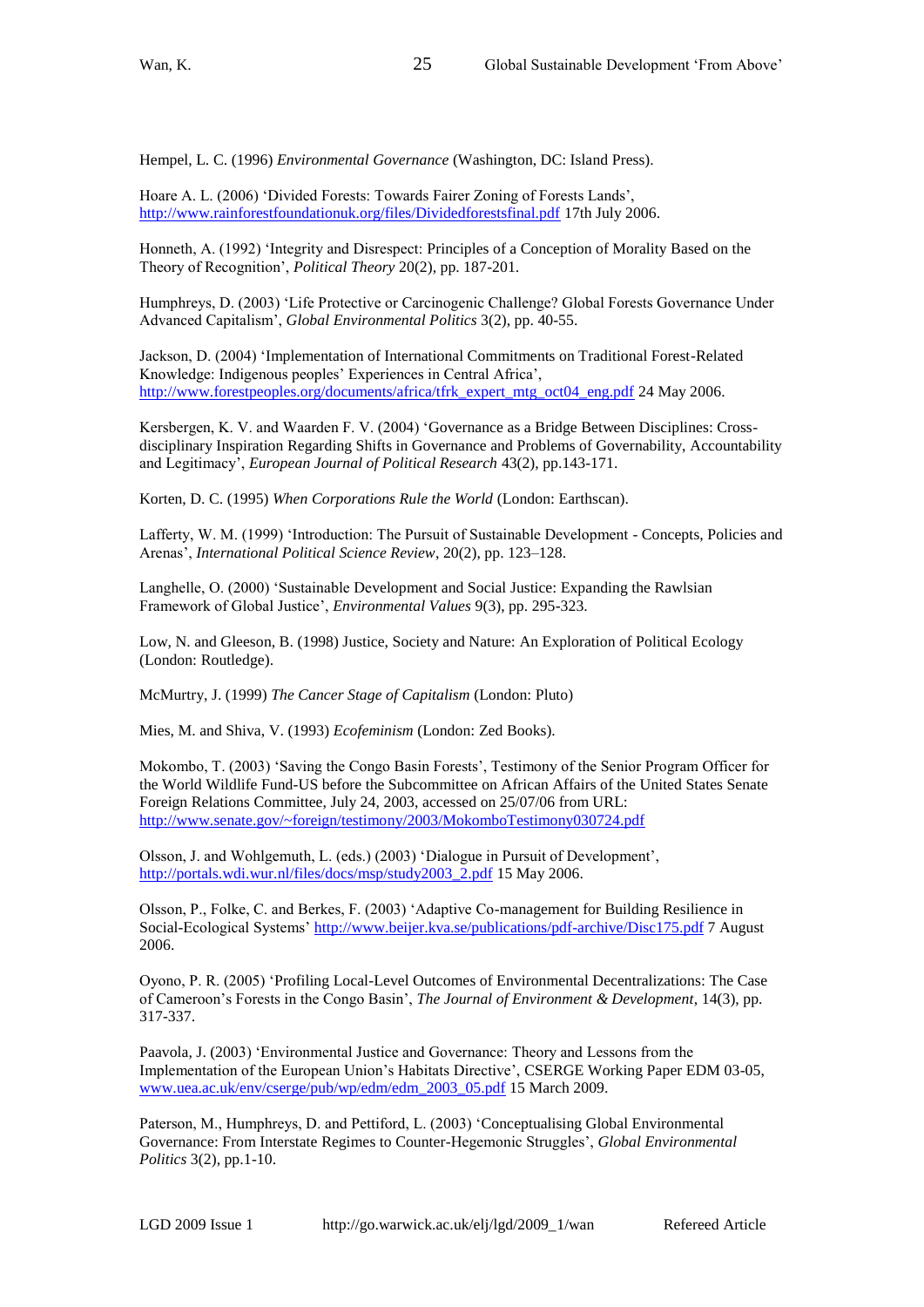Hempel, L. C. (1996) *Environmental Governance* (Washington, DC: Island Press).

Hoare A. L. (2006) 'Divided Forests: Towards Fairer Zoning of Forests Lands', http://www.rainforestfoundationuk.org/files/Dividedforestsfinal.pdf 17th July 2006.

Honneth, A. (1992) 'Integrity and Disrespect: Principles of a Conception of Morality Based on the Theory of Recognition', *Political Theory* 20(2), pp. 187-201.

Humphreys, D. (2003) 'Life Protective or Carcinogenic Challenge? Global Forests Governance Under Advanced Capitalism', *Global Environmental Politics* 3(2), pp. 40-55.

Jackson, D. (2004) 'Implementation of International Commitments on Traditional Forest-Related Knowledge: Indigenous peoples' Experiences in Central Africa', http://www.forestpeoples.org/documents/africa/tfrk_expert_mtg_oct04_eng.pdf 24 May 2006.

Kersbergen, K. V. and Waarden F. V. (2004) 'Governance as a Bridge Between Disciplines: Cross-disciplinary Inspiration Regarding Shifts in Governance and Problems of Governability, Accountability and Legitimacy', *European Journal of Political Research* 43(2), pp.143-171.

Korten, D. C. (1995) *When Corporations Rule the World* (London: Earthscan).

Lafferty, W. M. (1999) 'Introduction: The Pursuit of Sustainable Development - Concepts, Policies and Arenas', *International Political Science Review*, 20(2), pp. 123–128.

Langhelle, O. (2000) 'Sustainable Development and Social Justice: Expanding the Rawlsian Framework of Global Justice', *Environmental Values* 9(3), pp. 295-323.

Low, N. and Gleeson, B. (1998) Justice, Society and Nature: An Exploration of Political Ecology (London: Routledge).

McMurtry, J. (1999) *The Cancer Stage of Capitalism* (London: Pluto)

Mies, M. and Shiva, V. (1993) *Ecofeminism* (London: Zed Books).

Mokombo, T. (2003) 'Saving the Congo Basin Forests', Testimony of the Senior Program Officer for the World Wildlife Fund-US before the Subcommittee on African Affairs of the United States Senate Foreign Relations Committee, July 24, 2003, accessed on 25/07/06 from URL: http://www.senate.gov/~foreign/testimony/2003/MokomboTestimony030724.pdf

Olsson, J. and Wohlgemuth, L. (eds.) (2003) 'Dialogue in Pursuit of Development', http://portals.wdi.wur.nl/files/docs/msp/study2003_2.pdf 15 May 2006.

Olsson, P., Folke, C. and Berkes, F. (2003) 'Adaptive Co-management for Building Resilience in Social-Ecological Systems' http://www.beijer.kva.se/publications/pdf-archive/Disc175.pdf 7 August 2006.

Oyono, P. R. (2005) 'Profiling Local-Level Outcomes of Environmental Decentralizations: The Case of Cameroon's Forests in the Congo Basin', *The Journal of Environment & Development*, 14(3), pp. 317-337.

Paavola, J. (2003) 'Environmental Justice and Governance: Theory and Lessons from the Implementation of the European Union's Habitats Directive', CSERGE Working Paper EDM 03-05, www.uea.ac.uk/env/cserge/pub/wp/edm/edm_2003_05.pdf 15 March 2009.

Paterson, M., Humphreys, D. and Pettiford, L. (2003) 'Conceptualising Global Environmental Governance: From Interstate Regimes to Counter-Hegemonic Struggles', *Global Environmental Politics* 3(2), pp.1-10.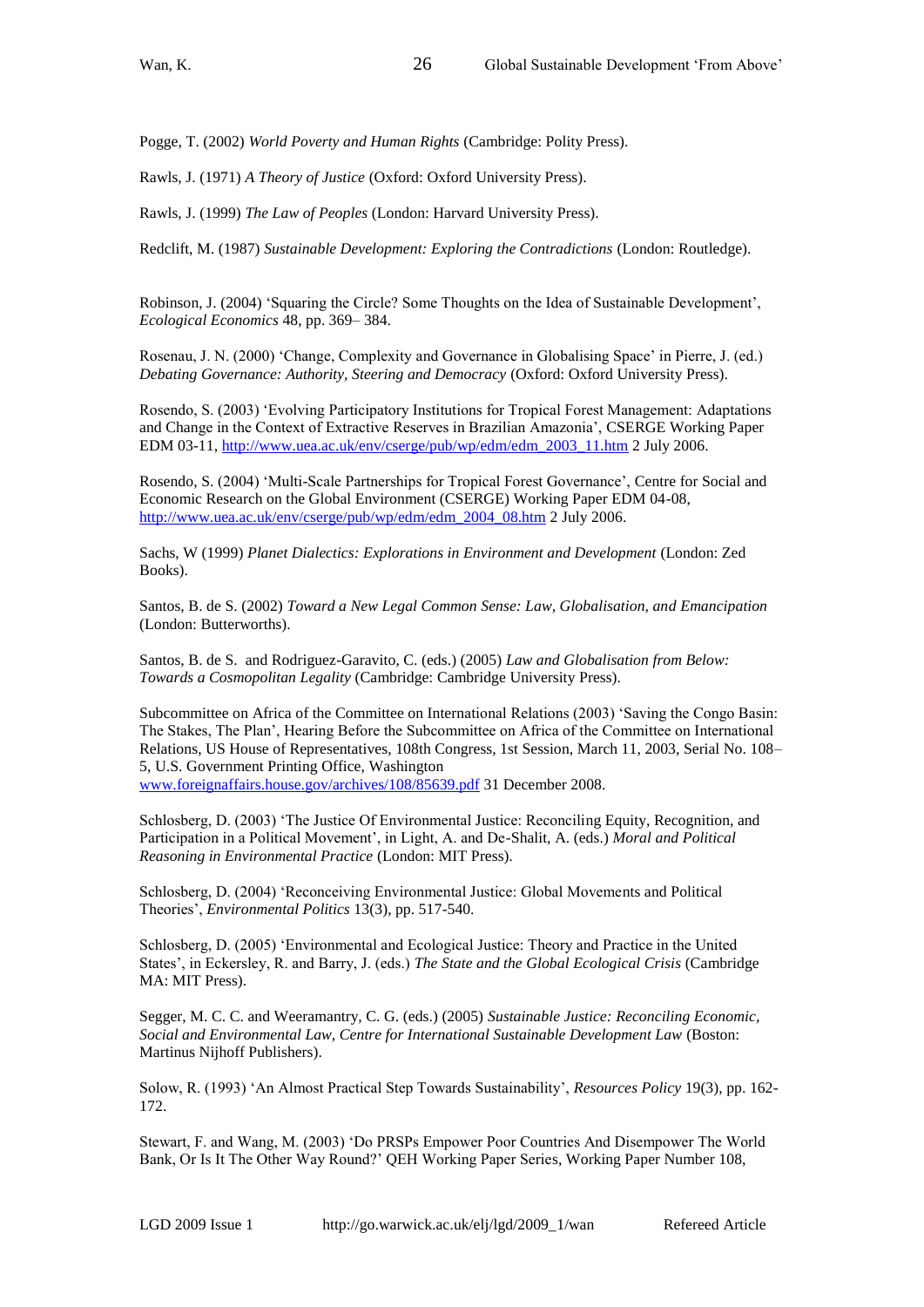Pogge, T. (2002) *World Poverty and Human Rights* (Cambridge: Polity Press).

Rawls, J. (1971) *A Theory of Justice* (Oxford: Oxford University Press).

Rawls, J. (1999) *The Law of Peoples* (London: Harvard University Press).

Redclift, M. (1987) *Sustainable Development: Exploring the Contradictions* (London: Routledge).

Robinson, J. (2004) 'Squaring the Circle? Some Thoughts on the Idea of Sustainable Development', *Ecological Economics* 48, pp. 369– 384.

Rosenau, J. N. (2000) 'Change, Complexity and Governance in Globalising Space' in Pierre, J. (ed.) *Debating Governance: Authority, Steering and Democracy* (Oxford: Oxford University Press).

Rosendo, S. (2003) 'Evolving Participatory Institutions for Tropical Forest Management: Adaptations and Change in the Context of Extractive Reserves in Brazilian Amazonia', CSERGE Working Paper EDM 03-11, http://www.uea.ac.uk/env/cserge/pub/wp/edm/edm_2003_11.htm 2 July 2006.

Rosendo, S. (2004) 'Multi-Scale Partnerships for Tropical Forest Governance', Centre for Social and Economic Research on the Global Environment (CSERGE) Working Paper EDM 04-08, http://www.uea.ac.uk/env/cserge/pub/wp/edm/edm_2004_08.htm 2 July 2006.

Sachs, W (1999) *Planet Dialectics: Explorations in Environment and Development* (London: Zed Books).

Santos, B. de S. (2002) *Toward a New Legal Common Sense: Law, Globalisation, and Emancipation* (London: Butterworths).

Santos, B. de S. and Rodriguez-Garavito, C. (eds.) (2005) *Law and Globalisation from Below: Towards a Cosmopolitan Legality* (Cambridge: Cambridge University Press).

Subcommittee on Africa of the Committee on International Relations (2003) 'Saving the Congo Basin: The Stakes, The Plan', Hearing Before the Subcommittee on Africa of the Committee on International Relations, US House of Representatives, 108th Congress, 1st Session, March 11, 2003, Serial No. 108–5, U.S. Government Printing Office, Washington www.foreignaffairs.house.gov/archives/108/85639.pdf 31 December 2008.

Schlosberg, D. (2003) 'The Justice Of Environmental Justice: Reconciling Equity, Recognition, and Participation in a Political Movement', in Light, A. and De-Shalit, A. (eds.) *Moral and Political Reasoning in Environmental Practice* (London: MIT Press).

Schlosberg, D. (2004) 'Reconceiving Environmental Justice: Global Movements and Political Theories', *Environmental Politics* 13(3), pp. 517-540.

Schlosberg, D. (2005) 'Environmental and Ecological Justice: Theory and Practice in the United States', in Eckersley, R. and Barry, J. (eds.) *The State and the Global Ecological Crisis* (Cambridge MA: MIT Press).

Segger, M. C. C. and Weeramantry, C. G. (eds.) (2005) *Sustainable Justice: Reconciling Economic, Social and Environmental Law, Centre for International Sustainable Development Law* (Boston: Martinus Nijhoff Publishers).

Solow, R. (1993) 'An Almost Practical Step Towards Sustainability', *Resources Policy* 19(3), pp. 162-172.

Stewart, F. and Wang, M. (2003) 'Do PRSPs Empower Poor Countries And Disempower The World Bank, Or Is It The Other Way Round?' QEH Working Paper Series, Working Paper Number 108,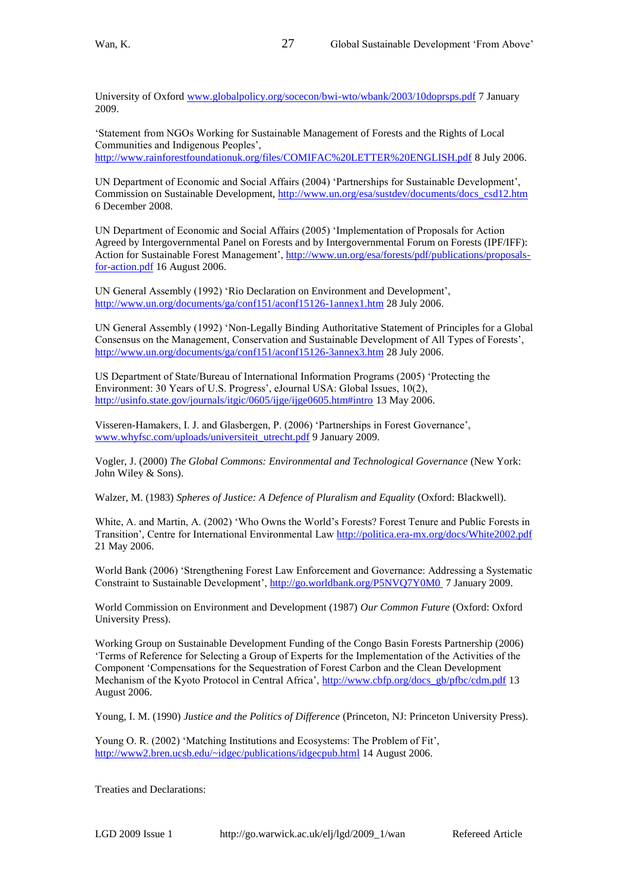University of Oxford www.globalpolicy.org/socecon/bwi-wto/wbank/2003/10doprsps.pdf 7 January 2009.

'Statement from NGOs Working for Sustainable Management of Forests and the Rights of Local Communities and Indigenous Peoples', http://www.rainforestfoundationuk.org/files/COMIFAC%20LETTER%20ENGLISH.pdf 8 July 2006.

UN Department of Economic and Social Affairs (2004) 'Partnerships for Sustainable Development', Commission on Sustainable Development, http://www.un.org/esa/sustdev/documents/docs_csd12.htm 6 December 2008.

UN Department of Economic and Social Affairs (2005) 'Implementation of Proposals for Action Agreed by Intergovernmental Panel on Forests and by Intergovernmental Forum on Forests (IPF/IFF): Action for Sustainable Forest Management', http://www.un.org/esa/forests/pdf/publications/proposals-for-action.pdf 16 August 2006.

UN General Assembly (1992) 'Rio Declaration on Environment and Development', http://www.un.org/documents/ga/conf151/aconf15126-1annex1.htm 28 July 2006.

UN General Assembly (1992) 'Non-Legally Binding Authoritative Statement of Principles for a Global Consensus on the Management, Conservation and Sustainable Development of All Types of Forests', http://www.un.org/documents/ga/conf151/aconf15126-3annex3.htm 28 July 2006.

US Department of State/Bureau of International Information Programs (2005) 'Protecting the Environment: 30 Years of U.S. Progress', eJournal USA: Global Issues, 10(2), http://usinfo.state.gov/journals/itgic/0605/ijge/ijge0605.htm#intro 13 May 2006.

Visseren-Hamakers, I. J. and Glasbergen, P. (2006) 'Partnerships in Forest Governance', www.whyfsc.com/uploads/universiteit_utrecht.pdf 9 January 2009.

Vogler, J. (2000) *The Global Commons: Environmental and Technological Governance* (New York: John Wiley & Sons).

Walzer, M. (1983) *Spheres of Justice: A Defence of Pluralism and Equality* (Oxford: Blackwell).

White, A. and Martin, A. (2002) 'Who Owns the World's Forests? Forest Tenure and Public Forests in Transition', Centre for International Environmental Law http://politica.era-mx.org/docs/White2002.pdf 21 May 2006.

World Bank (2006) 'Strengthening Forest Law Enforcement and Governance: Addressing a Systematic Constraint to Sustainable Development', http://go.worldbank.org/P5NVQ7Y0M0 7 January 2009.

World Commission on Environment and Development (1987) *Our Common Future* (Oxford: Oxford University Press).

Working Group on Sustainable Development Funding of the Congo Basin Forests Partnership (2006) 'Terms of Reference for Selecting a Group of Experts for the Implementation of the Activities of the Component 'Compensations for the Sequestration of Forest Carbon and the Clean Development Mechanism of the Kyoto Protocol in Central Africa', http://www.cbfp.org/docs_gb/pfbc/cdm.pdf 13 August 2006.

Young, I. M. (1990) *Justice and the Politics of Difference* (Princeton, NJ: Princeton University Press).

Young O. R. (2002) 'Matching Institutions and Ecosystems: The Problem of Fit', http://www2.bren.ucsb.edu/~idgec/publications/idgecpub.html 14 August 2006.

Treaties and Declarations: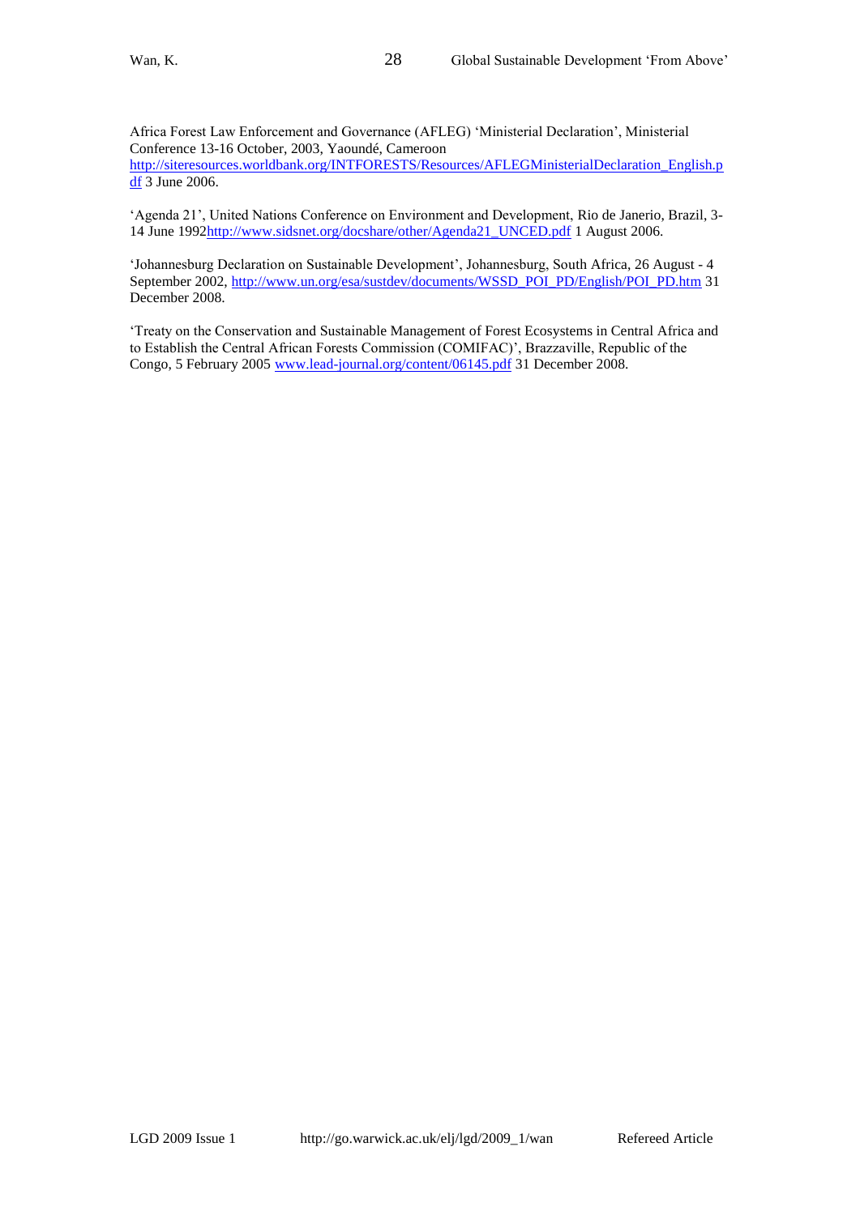Africa Forest Law Enforcement and Governance (AFLEG) 'Ministerial Declaration', Ministerial Conference 13-16 October, 2003, Yaoundé, Cameroon http://siteresources.worldbank.org/INTFORESTS/Resources/AFLEGMinisterialDeclaration_English.pdf 3 June 2006.

'Agenda 21', United Nations Conference on Environment and Development, Rio de Janerio, Brazil, 3-14 June 1992http://www.sidsnet.org/docshare/other/Agenda21_UNCED.pdf 1 August 2006.

'Johannesburg Declaration on Sustainable Development', Johannesburg, South Africa, 26 August - 4 September 2002, http://www.un.org/esa/sustdev/documents/WSSD_POI_PD/English/POI_PD.htm 31 December 2008.

'Treaty on the Conservation and Sustainable Management of Forest Ecosystems in Central Africa and to Establish the Central African Forests Commission (COMIFAC)', Brazzaville, Republic of the Congo, 5 February 2005 www.lead-journal.org/content/06145.pdf 31 December 2008.